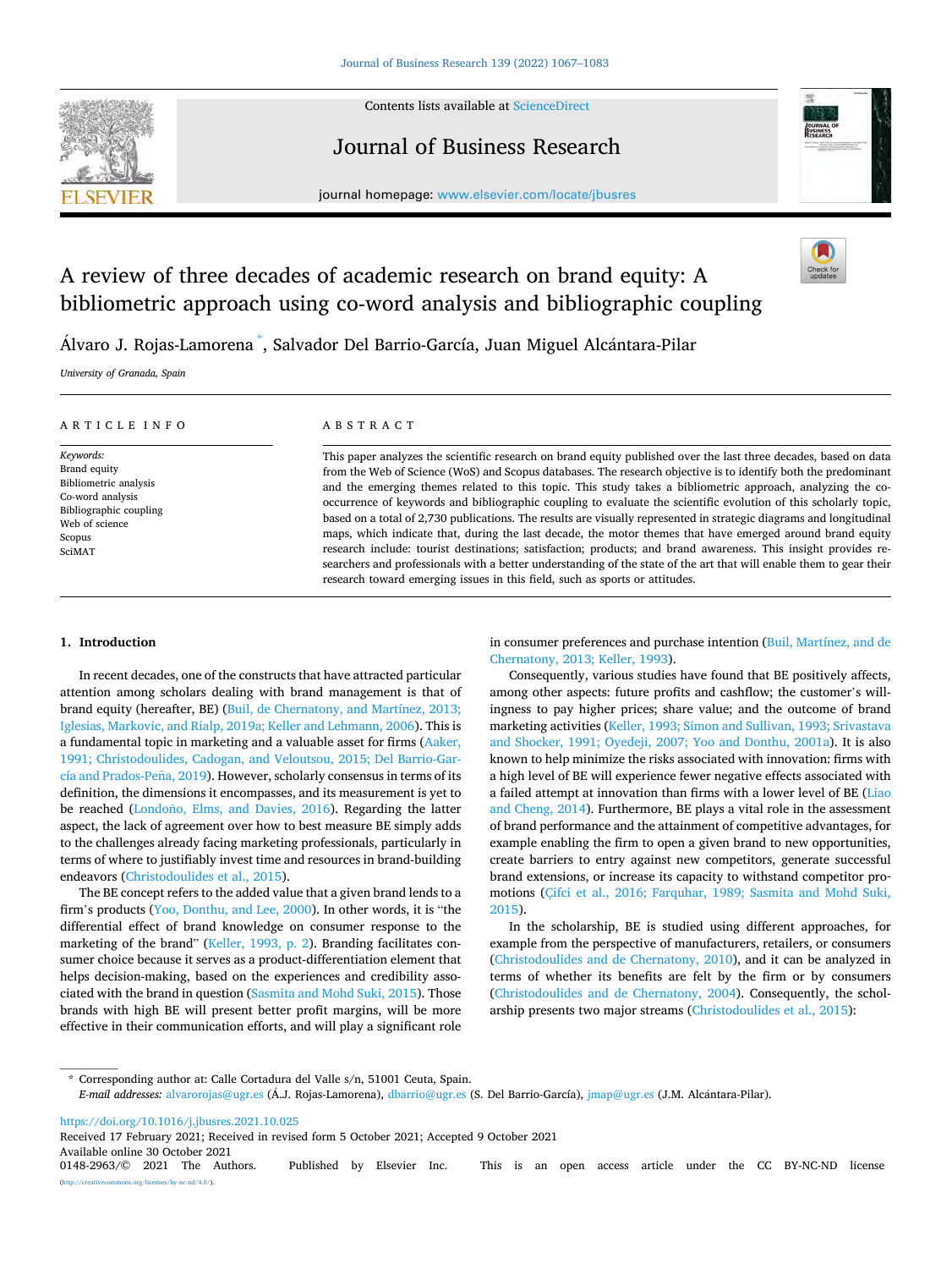# A review of three decades of academic research on brand equity: A bibliometric approach using co-word analysis and bibliographic coupling

Álvaro J. Rojas-Lamorena *, Salvador Del Barrio-García, Juan Miguel Alcántara-Pilar

*University of Granada, Spain*

**ARTICLE INFO**

*Keywords:*
Brand equity
Bibliometric analysis
Co-word analysis
Bibliographic coupling
Web of science
Scopus
SciMAT

**ABSTRACT**

This paper analyzes the scientific research on brand equity published over the last three decades, based on data from the Web of Science (WoS) and Scopus databases. The research objective is to identify both the predominant and the emerging themes related to this topic. This study takes a bibliometric approach, analyzing the co-occurrence of keywords and bibliographic coupling to evaluate the scientific evolution of this scholarly topic, based on a total of 2,730 publications. The results are visually represented in strategic diagrams and longitudinal maps, which indicate that, during the last decade, the motor themes that have emerged around brand equity research include: tourist destinations; satisfaction; products; and brand awareness. This insight provides researchers and professionals with a better understanding of the state of the art that will enable them to gear their research toward emerging issues in this field, such as sports or attitudes.

## 1. Introduction

In recent decades, one of the constructs that have attracted particular attention among scholars dealing with brand management is that of brand equity (hereafter, BE) (Buil, de Chernatony, and Martínez, 2013; Iglesias, Markovic, and Rialp, 2019a; Keller and Lehmann, 2006). This is a fundamental topic in marketing and a valuable asset for firms (Aaker, 1991; Christodoulides, Cadogan, and Veloutsou, 2015; Del Barrio-García and Prados-Peña, 2019). However, scholarly consensus in terms of its definition, the dimensions it encompasses, and its measurement is yet to be reached (Londoño, Elms, and Davies, 2016). Regarding the latter aspect, the lack of agreement over how to best measure BE simply adds to the challenges already facing marketing professionals, particularly in terms of where to justifiably invest time and resources in brand-building endeavors (Christodoulides et al., 2015).

The BE concept refers to the added value that a given brand lends to a firm's products (Yoo, Donthu, and Lee, 2000). In other words, it is "the differential effect of brand knowledge on consumer response to the marketing of the brand" (Keller, 1993, p. 2). Branding facilitates consumer choice because it serves as a product-differentiation element that helps decision-making, based on the experiences and credibility associated with the brand in question (Sasmita and Mohd Suki, 2015). Those brands with high BE will present better profit margins, will be more effective in their communication efforts, and will play a significant role in consumer preferences and purchase intention (Buil, Martínez, and de Chernatony, 2013; Keller, 1993).

Consequently, various studies have found that BE positively affects, among other aspects: future profits and cashflow; the customer's willingness to pay higher prices; share value; and the outcome of brand marketing activities (Keller, 1993; Simon and Sullivan, 1993; Srivastava and Shocker, 1991; Oyedeji, 2007; Yoo and Donthu, 2001a). It is also known to help minimize the risks associated with innovation: firms with a high level of BE will experience fewer negative effects associated with a failed attempt at innovation than firms with a lower level of BE (Liao and Cheng, 2014). Furthermore, BE plays a vital role in the assessment of brand performance and the attainment of competitive advantages, for example enabling the firm to open a given brand to new opportunities, create barriers to entry against new competitors, generate successful brand extensions, or increase its capacity to withstand competitor promotions (Çifci et al., 2016; Farquhar, 1989; Sasmita and Mohd Suki, 2015).

In the scholarship, BE is studied using different approaches, for example from the perspective of manufacturers, retailers, or consumers (Christodoulides and de Chernatony, 2010), and it can be analyzed in terms of whether its benefits are felt by the firm or by consumers (Christodoulides and de Chernatony, 2004). Consequently, the scholarship presents two major streams (Christodoulides et al., 2015):

* Corresponding author at: Calle Cortadura del Valle s/n, 51001 Ceuta, Spain.
*E-mail addresses:* alvarorojas@ugr.es (Á.J. Rojas-Lamorena), dbarrio@ugr.es (S. Del Barrio-García), jmap@ugr.es (J.M. Alcántara-Pilar).

https://doi.org/10.1016/j.jbusres.2021.10.025
Received 17 February 2021; Received in revised form 5 October 2021; Accepted 9 October 2021
Available online 30 October 2021
0148-2963/© 2021 The Authors. Published by Elsevier Inc. This is an open access article under the CC BY-NC-ND license (http://creativecommons.org/licenses/by-nc-nd/4.0/).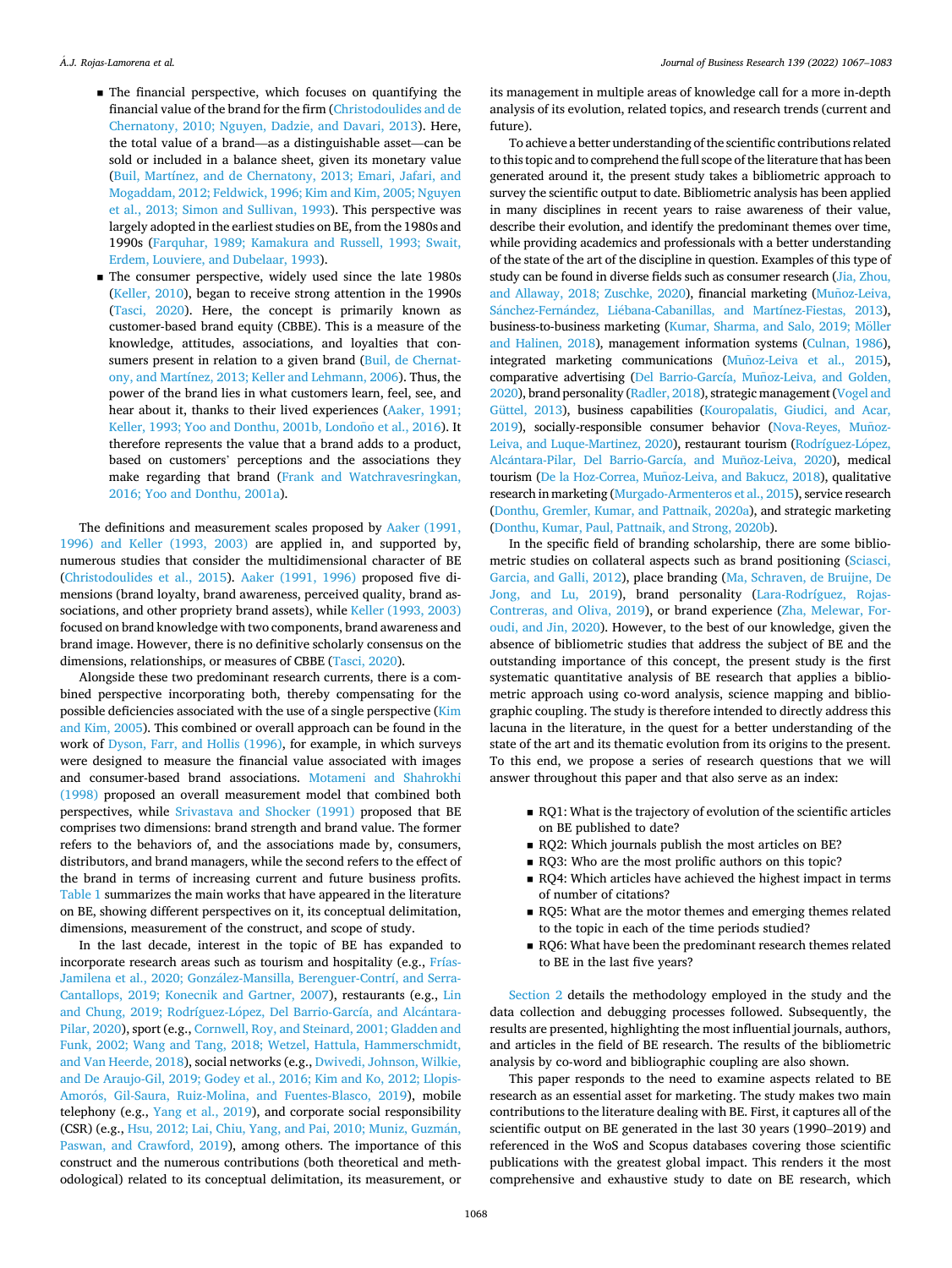- The financial perspective, which focuses on quantifying the financial value of the brand for the firm (Christodoulides and de Chernatony, 2010; Nguyen, Dadzie, and Davari, 2013). Here, the total value of a brand—as a distinguishable asset—can be sold or included in a balance sheet, given its monetary value (Buil, Martínez, and de Chernatony, 2013; Emari, Jafari, and Mogaddam, 2012; Feldwick, 1996; Kim and Kim, 2005; Nguyen et al., 2013; Simon and Sullivan, 1993). This perspective was largely adopted in the earliest studies on BE, from the 1980s and 1990s (Farquhar, 1989; Kamakura and Russell, 1993; Swait, Erdem, Louviere, and Dubelaar, 1993).
- The consumer perspective, widely used since the late 1980s (Keller, 2010), began to receive strong attention in the 1990s (Tasci, 2020). Here, the concept is primarily known as customer-based brand equity (CBBE). This is a measure of the knowledge, attitudes, associations, and loyalties that consumers present in relation to a given brand (Buil, de Chernatony, and Martínez, 2013; Keller and Lehmann, 2006). Thus, the power of the brand lies in what customers learn, feel, see, and hear about it, thanks to their lived experiences (Aaker, 1991; Keller, 1993; Yoo and Donthu, 2001b, Londoño et al., 2016). It therefore represents the value that a brand adds to a product, based on customers' perceptions and the associations they make regarding that brand (Frank and Watchravesringkan, 2016; Yoo and Donthu, 2001a).

The definitions and measurement scales proposed by Aaker (1991, 1996) and Keller (1993, 2003) are applied in, and supported by, numerous studies that consider the multidimensional character of BE (Christodoulides et al., 2015). Aaker (1991, 1996) proposed five dimensions (brand loyalty, brand awareness, perceived quality, brand associations, and other propriety brand assets), while Keller (1993, 2003) focused on brand knowledge with two components, brand awareness and brand image. However, there is no definitive scholarly consensus on the dimensions, relationships, or measures of CBBE (Tasci, 2020).

Alongside these two predominant research currents, there is a combined perspective incorporating both, thereby compensating for the possible deficiencies associated with the use of a single perspective (Kim and Kim, 2005). This combined or overall approach can be found in the work of Dyson, Farr, and Hollis (1996), for example, in which surveys were designed to measure the financial value associated with images and consumer-based brand associations. Motameni and Shahrokhi (1998) proposed an overall measurement model that combined both perspectives, while Srivastava and Shocker (1991) proposed that BE comprises two dimensions: brand strength and brand value. The former refers to the behaviors of, and the associations made by, consumers, distributors, and brand managers, while the second refers to the effect of the brand in terms of increasing current and future business profits. Table 1 summarizes the main works that have appeared in the literature on BE, showing different perspectives on it, its conceptual delimitation, dimensions, measurement of the construct, and scope of study.

In the last decade, interest in the topic of BE has expanded to incorporate research areas such as tourism and hospitality (e.g., Frías-Jamilena et al., 2020; González-Mansilla, Berenguer-Contrí, and Serra-Cantallops, 2019; Konecnik and Gartner, 2007), restaurants (e.g., Lin and Chung, 2019; Rodríguez-López, Del Barrio-García, and Alcántara-Pilar, 2020), sport (e.g., Cornwell, Roy, and Steinard, 2001; Gladden and Funk, 2002; Wang and Tang, 2018; Wetzel, Hattula, Hammerschmidt, and Van Heerde, 2018), social networks (e.g., Dwivedi, Johnson, Wilkie, and De Araujo-Gil, 2019; Godey et al., 2016; Kim and Ko, 2012; Llopis-Amorós, Gil-Saura, Ruiz-Molina, and Fuentes-Blasco, 2019), mobile telephony (e.g., Yang et al., 2019), and corporate social responsibility (CSR) (e.g., Hsu, 2012; Lai, Chiu, Yang, and Pai, 2010; Muniz, Guzmán, Paswan, and Crawford, 2019), among others. The importance of this construct and the numerous contributions (both theoretical and methodological) related to its conceptual delimitation, its measurement, or its management in multiple areas of knowledge call for a more in-depth analysis of its evolution, related topics, and research trends (current and future).

To achieve a better understanding of the scientific contributions related to this topic and to comprehend the full scope of the literature that has been generated around it, the present study takes a bibliometric approach to survey the scientific output to date. Bibliometric analysis has been applied in many disciplines in recent years to raise awareness of their value, describe their evolution, and identify the predominant themes over time, while providing academics and professionals with a better understanding of the state of the art of the discipline in question. Examples of this type of study can be found in diverse fields such as consumer research (Jia, Zhou, and Allaway, 2018; Zuschke, 2020), financial marketing (Muñoz-Leiva, Sánchez-Fernández, Liébana-Cabanillas, and Martínez-Fiestas, 2013), business-to-business marketing (Kumar, Sharma, and Salo, 2019; Möller and Halinen, 2018), management information systems (Culnan, 1986), integrated marketing communications (Muñoz-Leiva et al., 2015), comparative advertising (Del Barrio-García, Muñoz-Leiva, and Golden, 2020), brand personality (Radler, 2018), strategic management (Vogel and Güttel, 2013), business capabilities (Kouropalatis, Giudici, and Acar, 2019), socially-responsible consumer behavior (Nova-Reyes, Muñoz-Leiva, and Luque-Martinez, 2020), restaurant tourism (Rodríguez-López, Alcántara-Pilar, Del Barrio-García, and Muñoz-Leiva, 2020), medical tourism (De la Hoz-Correa, Muñoz-Leiva, and Bakucz, 2018), qualitative research in marketing (Murgado-Armenteros et al., 2015), service research (Donthu, Gremler, Kumar, and Pattnaik, 2020a), and strategic marketing (Donthu, Kumar, Paul, Pattnaik, and Strong, 2020b).

In the specific field of branding scholarship, there are some bibliometric studies on collateral aspects such as brand positioning (Sciasci, Garcia, and Galli, 2012), place branding (Ma, Schraven, de Bruijne, De Jong, and Lu, 2019), brand personality (Lara-Rodríguez, Rojas-Contreras, and Oliva, 2019), or brand experience (Zha, Melewar, Foroudi, and Jin, 2020). However, to the best of our knowledge, given the absence of bibliometric studies that address the subject of BE and the outstanding importance of this concept, the present study is the first systematic quantitative analysis of BE research that applies a bibliometric approach using co-word analysis, science mapping and bibliographic coupling. The study is therefore intended to directly address this lacuna in the literature, in the quest for a better understanding of the state of the art and its thematic evolution from its origins to the present. To this end, we propose a series of research questions that we will answer throughout this paper and that also serve as an index:

- RQ1: What is the trajectory of evolution of the scientific articles on BE published to date?
- RQ2: Which journals publish the most articles on BE?
- RQ3: Who are the most prolific authors on this topic?
- RQ4: Which articles have achieved the highest impact in terms of number of citations?
- RQ5: What are the motor themes and emerging themes related to the topic in each of the time periods studied?
- RQ6: What have been the predominant research themes related to BE in the last five years?

Section 2 details the methodology employed in the study and the data collection and debugging processes followed. Subsequently, the results are presented, highlighting the most influential journals, authors, and articles in the field of BE research. The results of the bibliometric analysis by co-word and bibliographic coupling are also shown.

This paper responds to the need to examine aspects related to BE research as an essential asset for marketing. The study makes two main contributions to the literature dealing with BE. First, it captures all of the scientific output on BE generated in the last 30 years (1990–2019) and referenced in the WoS and Scopus databases covering those scientific publications with the greatest global impact. This renders it the most comprehensive and exhaustive study to date on BE research, which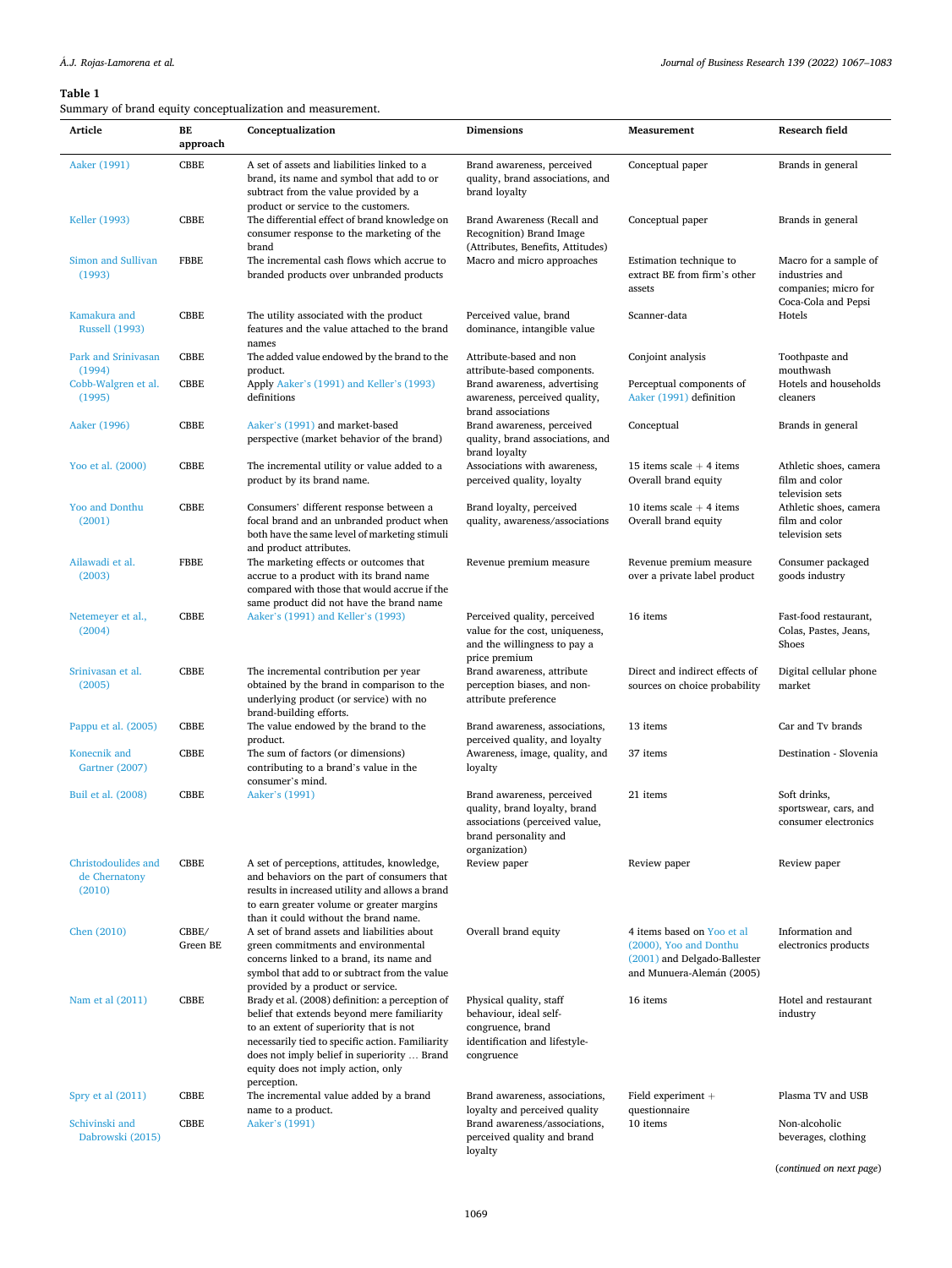**Table 1**
Summary of brand equity conceptualization and measurement.

| Article | BE approach | Conceptualization | Dimensions | Measurement | Research field |
|---|---|---|---|---|---|
| Aaker (1991) | CBBE | A set of assets and liabilities linked to a brand, its name and symbol that add to or subtract from the value provided by a product or service to the customers. | Brand awareness, perceived quality, brand associations, and brand loyalty | Conceptual paper | Brands in general |
| Keller (1993) | CBBE | The differential effect of brand knowledge on consumer response to the marketing of the brand | Brand Awareness (Recall and Recognition) Brand Image (Attributes, Benefits, Attitudes) | Conceptual paper | Brands in general |
| Simon and Sullivan (1993) | FBBE | The incremental cash flows which accrue to branded products over unbranded products | Macro and micro approaches | Estimation technique to extract BE from firm's other assets | Macro for a sample of industries and companies; micro for Coca-Cola and Pepsi |
| Kamakura and Russell (1993) | CBBE | The utility associated with the product features and the value attached to the brand names | Perceived value, brand dominance, intangible value | Scanner-data | Hotels |
| Park and Srinivasan (1994) | CBBE | The added value endowed by the brand to the product. | Attribute-based and non attribute-based components. | Conjoint analysis | Toothpaste and mouthwash |
| Cobb-Walgren et al. (1995) | CBBE | Apply Aaker's (1991) and Keller's (1993) definitions | Brand awareness, advertising awareness, perceived quality, brand associations | Perceptual components of Aaker (1991) definition | Hotels and households cleaners |
| Aaker (1996) | CBBE | Aaker's (1991) and market-based perspective (market behavior of the brand) | Brand awareness, perceived quality, brand associations, and brand loyalty | Conceptual | Brands in general |
| Yoo et al. (2000) | CBBE | The incremental utility or value added to a product by its brand name. | Associations with awareness, perceived quality, loyalty | 15 items scale + 4 items Overall brand equity | Athletic shoes, camera film and color television sets |
| Yoo and Donthu (2001) | CBBE | Consumers' different response between a focal brand and an unbranded product when both have the same level of marketing stimuli and product attributes. | Brand loyalty, perceived quality, awareness/associations | 10 items scale + 4 items Overall brand equity | Athletic shoes, camera film and color television sets |
| Ailawadi et al. (2003) | FBBE | The marketing effects or outcomes that accrue to a product with its brand name compared with those that would accrue if the same product did not have the brand name | Revenue premium measure | Revenue premium measure over a private label product | Consumer packaged goods industry |
| Netemeyer et al., (2004) | CBBE | Aaker's (1991) and Keller's (1993) | Perceived quality, perceived value for the cost, uniqueness, and the willingness to pay a price premium | 16 items | Fast-food restaurant, Colas, Pastes, Jeans, Shoes |
| Srinivasan et al. (2005) | CBBE | The incremental contribution per year obtained by the brand in comparison to the underlying product (or service) with no brand-building efforts. | Brand awareness, attribute perception biases, and non-attribute preference | Direct and indirect effects of sources on choice probability | Digital cellular phone market |
| Pappu et al. (2005) | CBBE | The value endowed by the brand to the product. | Brand awareness, associations, perceived quality, and loyalty | 13 items | Car and Tv brands |
| Konecnik and Gartner (2007) | CBBE | The sum of factors (or dimensions) contributing to a brand's value in the consumer's mind. | Awareness, image, quality, and loyalty | 37 items | Destination - Slovenia |
| Buil et al. (2008) | CBBE | Aaker's (1991) | Brand awareness, perceived quality, brand loyalty, brand associations (perceived value, brand personality and organization) | 21 items | Soft drinks, sportswear, cars, and consumer electronics |
| Christodoulides and de Chernatony (2010) | CBBE | A set of perceptions, attitudes, knowledge, and behaviors on the part of consumers that results in increased utility and allows a brand to earn greater volume or greater margins than it could without the brand name. | Review paper | Review paper | Review paper |
| Chen (2010) | CBBE/ Green BE | A set of brand assets and liabilities about green commitments and environmental concerns linked to a brand, its name and symbol that add to or subtract from the value provided by a product or service. | Overall brand equity | 4 items based on Yoo et al (2000), Yoo and Donthu (2001) and Delgado-Ballester and Munuera-Alemán (2005) | Information and electronics products |
| Nam et al (2011) | CBBE | Brady et al. (2008) definition: a perception of belief that extends beyond mere familiarity to an extent of superiority that is not necessarily tied to specific action. Familiarity does not imply belief in superiority … Brand equity does not imply action, only perception. | Physical quality, staff behaviour, ideal self-congruence, brand identification and lifestyle-congruence | 16 items | Hotel and restaurant industry |
| Spry et al (2011) | CBBE | The incremental value added by a brand name to a product. | Brand awareness, associations, loyalty and perceived quality | Field experiment + questionnaire | Plasma TV and USB |
| Schivinski and Dabrowski (2015) | CBBE | Aaker's (1991) | Brand awareness/associations, perceived quality and brand loyalty | 10 items | Non-alcoholic beverages, clothing |

(*continued on next page*)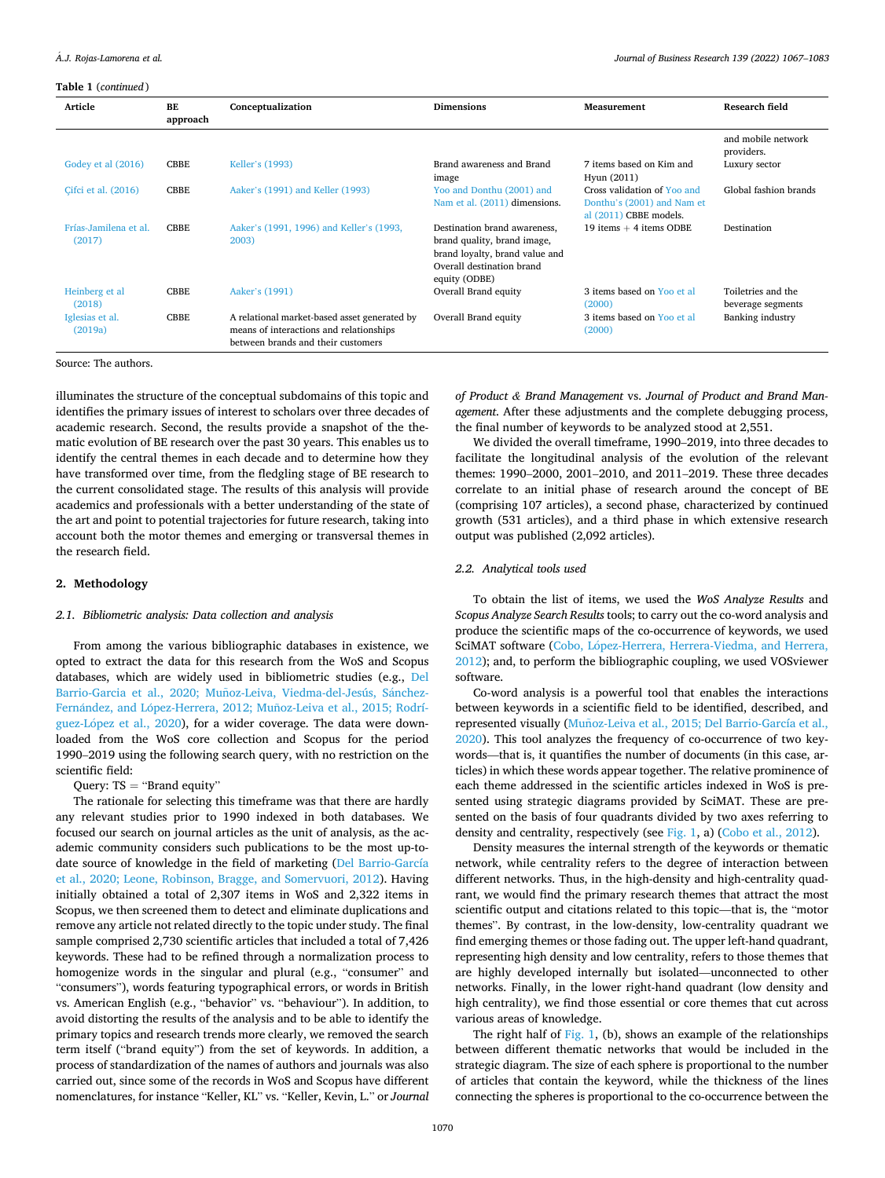**Table 1** (*continued*)

| Article | BE approach | Conceptualization | Dimensions | Measurement | Research field |
|---|---|---|---|---|---|
| | | | | | and mobile network providers. |
| Godey et al (2016) | CBBE | Keller's (1993) | Brand awareness and Brand image | 7 items based on Kim and Hyun (2011) | Luxury sector |
| Çifci et al. (2016) | CBBE | Aaker's (1991) and Keller (1993) | Yoo and Donthu (2001) and Nam et al. (2011) dimensions. | Cross validation of Yoo and Donthu's (2001) and Nam et al (2011) CBBE models. | Global fashion brands |
| Frías-Jamilena et al. (2017) | CBBE | Aaker's (1991, 1996) and Keller's (1993, 2003) | Destination brand awareness, brand quality, brand image, brand loyalty, brand value and Overall destination brand equity (ODBE) | 19 items + 4 items ODBE | Destination |
| Heinberg et al (2018) | CBBE | Aaker's (1991) | Overall Brand equity | 3 items based on Yoo et al (2000) | Toiletries and the beverage segments |
| Iglesias et al. (2019a) | CBBE | A relational market-based asset generated by means of interactions and relationships between brands and their customers | Overall Brand equity | 3 items based on Yoo et al (2000) | Banking industry |

Source: The authors.

illuminates the structure of the conceptual subdomains of this topic and identifies the primary issues of interest to scholars over three decades of academic research. Second, the results provide a snapshot of the thematic evolution of BE research over the past 30 years. This enables us to identify the central themes in each decade and to determine how they have transformed over time, from the fledgling stage of BE research to the current consolidated stage. The results of this analysis will provide academics and professionals with a better understanding of the state of the art and point to potential trajectories for future research, taking into account both the motor themes and emerging or transversal themes in the research field.

## 2. Methodology

### 2.1. Bibliometric analysis: Data collection and analysis

From among the various bibliographic databases in existence, we opted to extract the data for this research from the WoS and Scopus databases, which are widely used in bibliometric studies (e.g., Del Barrio-Garcia et al., 2020; Muñoz-Leiva, Viedma-del-Jesús, Sánchez-Fernández, and López-Herrera, 2012; Muñoz-Leiva et al., 2015; Rodríguez-López et al., 2020), for a wider coverage. The data were downloaded from the WoS core collection and Scopus for the period 1990–2019 using the following search query, with no restriction on the scientific field:

Query: TS = "Brand equity"

The rationale for selecting this timeframe was that there are hardly any relevant studies prior to 1990 indexed in both databases. We focused our search on journal articles as the unit of analysis, as the academic community considers such publications to be the most up-to-date source of knowledge in the field of marketing (Del Barrio-García et al., 2020; Leone, Robinson, Bragge, and Somervuori, 2012). Having initially obtained a total of 2,307 items in WoS and 2,322 items in Scopus, we then screened them to detect and eliminate duplications and remove any article not related directly to the topic under study. The final sample comprised 2,730 scientific articles that included a total of 7,426 keywords. These had to be refined through a normalization process to homogenize words in the singular and plural (e.g., "consumer" and "consumers"), words featuring typographical errors, or words in British vs. American English (e.g., "behavior" vs. "behaviour"). In addition, to avoid distorting the results of the analysis and to be able to identify the primary topics and research trends more clearly, we removed the search term itself ("brand equity") from the set of keywords. In addition, a process of standardization of the names of authors and journals was also carried out, since some of the records in WoS and Scopus have different nomenclatures, for instance "Keller, KL" vs. "Keller, Kevin, L." or *Journal of Product & Brand Management* vs. *Journal of Product and Brand Management*. After these adjustments and the complete debugging process, the final number of keywords to be analyzed stood at 2,551.

We divided the overall timeframe, 1990–2019, into three decades to facilitate the longitudinal analysis of the evolution of the relevant themes: 1990–2000, 2001–2010, and 2011–2019. These three decades correlate to an initial phase of research around the concept of BE (comprising 107 articles), a second phase, characterized by continued growth (531 articles), and a third phase in which extensive research output was published (2,092 articles).

### 2.2. Analytical tools used

To obtain the list of items, we used the *WoS Analyze Results* and *Scopus Analyze Search Results* tools; to carry out the co-word analysis and produce the scientific maps of the co-occurrence of keywords, we used SciMAT software (Cobo, López-Herrera, Herrera-Viedma, and Herrera, 2012); and, to perform the bibliographic coupling, we used VOSviewer software.

Co-word analysis is a powerful tool that enables the interactions between keywords in a scientific field to be identified, described, and represented visually (Muñoz-Leiva et al., 2015; Del Barrio-García et al., 2020). This tool analyzes the frequency of co-occurrence of two keywords—that is, it quantifies the number of documents (in this case, articles) in which these words appear together. The relative prominence of each theme addressed in the scientific articles indexed in WoS is presented using strategic diagrams provided by SciMAT. These are presented on the basis of four quadrants divided by two axes referring to density and centrality, respectively (see Fig. 1, a) (Cobo et al., 2012).

Density measures the internal strength of the keywords or thematic network, while centrality refers to the degree of interaction between different networks. Thus, in the high-density and high-centrality quadrant, we would find the primary research themes that attract the most scientific output and citations related to this topic—that is, the "motor themes". By contrast, in the low-density, low-centrality quadrant we find emerging themes or those fading out. The upper left-hand quadrant, representing high density and low centrality, refers to those themes that are highly developed internally but isolated—unconnected to other networks. Finally, in the lower right-hand quadrant (low density and high centrality), we find those essential or core themes that cut across various areas of knowledge.

The right half of Fig. 1, (b), shows an example of the relationships between different thematic networks that would be included in the strategic diagram. The size of each sphere is proportional to the number of articles that contain the keyword, while the thickness of the lines connecting the spheres is proportional to the co-occurrence between the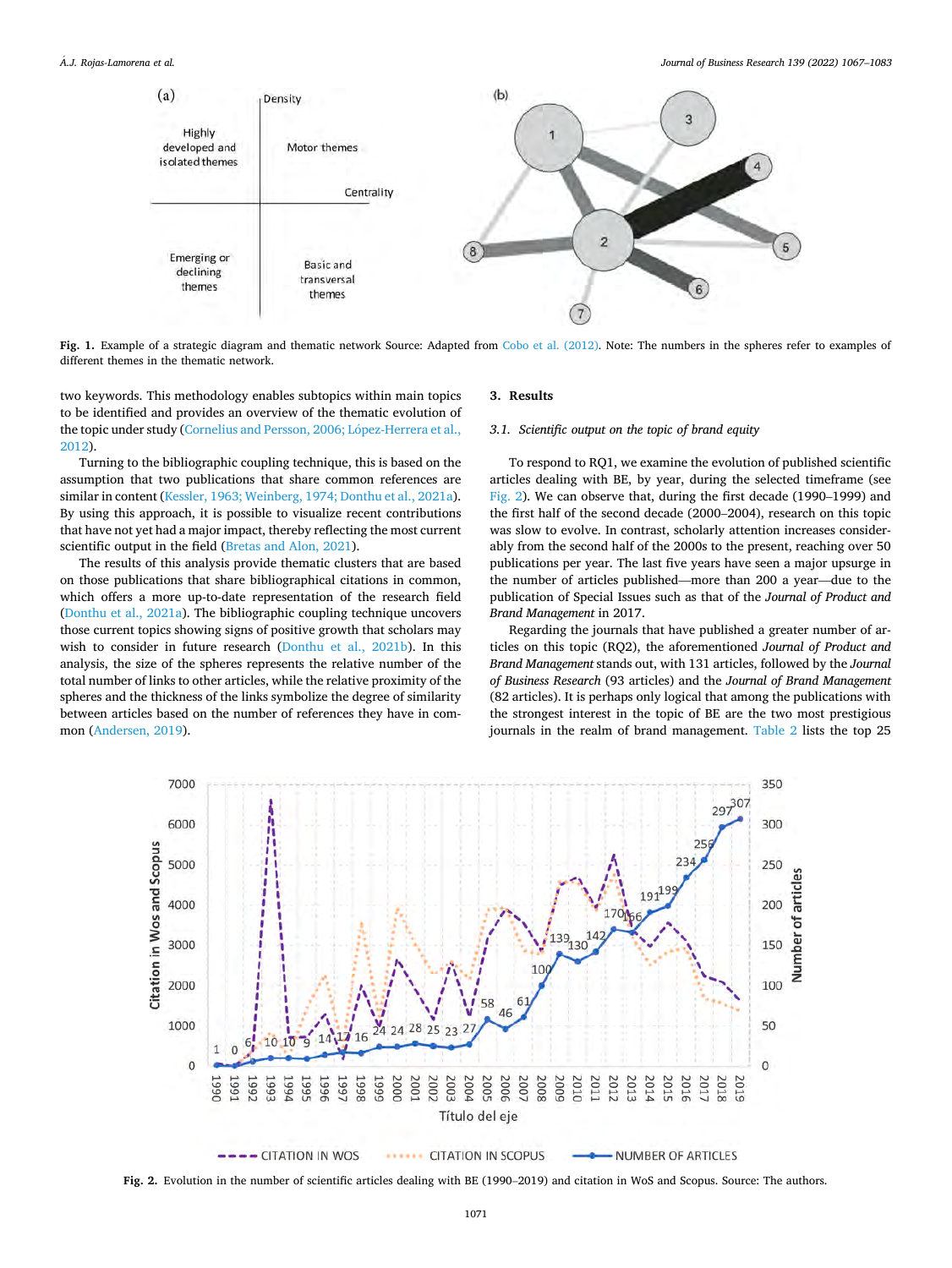Fig. 1. Example of a strategic diagram and thematic network Source: Adapted from Cobo et al. (2012). Note: The numbers in the spheres refer to examples of different themes in the thematic network.

two keywords. This methodology enables subtopics within main topics to be identified and provides an overview of the thematic evolution of the topic under study (Cornelius and Persson, 2006; López-Herrera et al., 2012).

Turning to the bibliographic coupling technique, this is based on the assumption that two publications that share common references are similar in content (Kessler, 1963; Weinberg, 1974; Donthu et al., 2021a). By using this approach, it is possible to visualize recent contributions that have not yet had a major impact, thereby reflecting the most current scientific output in the field (Bretas and Alon, 2021).

The results of this analysis provide thematic clusters that are based on those publications that share bibliographical citations in common, which offers a more up-to-date representation of the research field (Donthu et al., 2021a). The bibliographic coupling technique uncovers those current topics showing signs of positive growth that scholars may wish to consider in future research (Donthu et al., 2021b). In this analysis, the size of the spheres represents the relative number of the total number of links to other articles, while the relative proximity of the spheres and the thickness of the links symbolize the degree of similarity between articles based on the number of references they have in common (Andersen, 2019).

## 3. Results

### 3.1. Scientific output on the topic of brand equity

To respond to RQ1, we examine the evolution of published scientific articles dealing with BE, by year, during the selected timeframe (see Fig. 2). We can observe that, during the first decade (1990–1999) and the first half of the second decade (2000–2004), research on this topic was slow to evolve. In contrast, scholarly attention increases considerably from the second half of the 2000s to the present, reaching over 50 publications per year. The last five years have seen a major upsurge in the number of articles published—more than 200 a year—due to the publication of Special Issues such as that of the *Journal of Product and Brand Management* in 2017.

Regarding the journals that have published a greater number of articles on this topic (RQ2), the aforementioned *Journal of Product and Brand Management* stands out, with 131 articles, followed by the *Journal of Business Research* (93 articles) and the *Journal of Brand Management* (82 articles). It is perhaps only logical that among the publications with the strongest interest in the topic of BE are the two most prestigious journals in the realm of brand management. Table 2 lists the top 25

Fig. 2. Evolution in the number of scientific articles dealing with BE (1990–2019) and citation in WoS and Scopus. Source: The authors.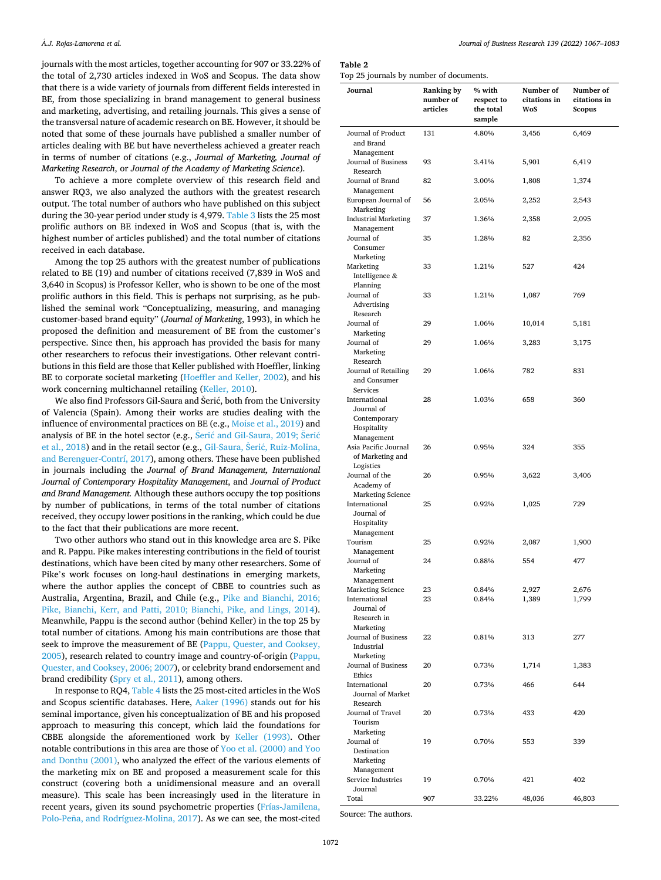journals with the most articles, together accounting for 907 or 33.22% of the total of 2,730 articles indexed in WoS and Scopus. The data show that there is a wide variety of journals from different fields interested in BE, from those specializing in brand management to general business and marketing, advertising, and retailing journals. This gives a sense of the transversal nature of academic research on BE. However, it should be noted that some of these journals have published a smaller number of articles dealing with BE but have nevertheless achieved a greater reach in terms of number of citations (e.g., *Journal of Marketing, Journal of Marketing Research*, or *Journal of the Academy of Marketing Science*).

To achieve a more complete overview of this research field and answer RQ3, we also analyzed the authors with the greatest research output. The total number of authors who have published on this subject during the 30-year period under study is 4,979. Table 3 lists the 25 most prolific authors on BE indexed in WoS and Scopus (that is, with the highest number of articles published) and the total number of citations received in each database.

Among the top 25 authors with the greatest number of publications related to BE (19) and number of citations received (7,839 in WoS and 3,640 in Scopus) is Professor Keller, who is shown to be one of the most prolific authors in this field. This is perhaps not surprising, as he published the seminal work "Conceptualizing, measuring, and managing customer-based brand equity" (*Journal of Marketing*, 1993), in which he proposed the definition and measurement of BE from the customer's perspective. Since then, his approach has provided the basis for many other researchers to refocus their investigations. Other relevant contributions in this field are those that Keller published with Hoeffler, linking BE to corporate societal marketing (Hoeffler and Keller, 2002), and his work concerning multichannel retailing (Keller, 2010).

We also find Professors Gil-Saura and Šerić, both from the University of Valencia (Spain). Among their works are studies dealing with the influence of environmental practices on BE (e.g., Moise et al., 2019) and analysis of BE in the hotel sector (e.g., Šerić and Gil-Saura, 2019; Šerić et al., 2018) and in the retail sector (e.g., Gil-Saura, Šerić, Ruiz-Molina, and Berenguer-Contrí, 2017), among others. These have been published in journals including the *Journal of Brand Management, International Journal of Contemporary Hospitality Management*, and *Journal of Product and Brand Management.* Although these authors occupy the top positions by number of publications, in terms of the total number of citations received, they occupy lower positions in the ranking, which could be due to the fact that their publications are more recent.

Two other authors who stand out in this knowledge area are S. Pike and R. Pappu. Pike makes interesting contributions in the field of tourist destinations, which have been cited by many other researchers. Some of Pike's work focuses on long-haul destinations in emerging markets, where the author applies the concept of CBBE to countries such as Australia, Argentina, Brazil, and Chile (e.g., Pike and Bianchi, 2016; Pike, Bianchi, Kerr, and Patti, 2010; Bianchi, Pike, and Lings, 2014). Meanwhile, Pappu is the second author (behind Keller) in the top 25 by total number of citations. Among his main contributions are those that seek to improve the measurement of BE (Pappu, Quester, and Cooksey, 2005), research related to country image and country-of-origin (Pappu, Quester, and Cooksey, 2006; 2007), or celebrity brand endorsement and brand credibility (Spry et al., 2011), among others.

In response to RQ4, Table 4 lists the 25 most-cited articles in the WoS and Scopus scientific databases. Here, Aaker (1996) stands out for his seminal importance, given his conceptualization of BE and his proposed approach to measuring this concept, which laid the foundations for CBBE alongside the aforementioned work by Keller (1993). Other notable contributions in this area are those of Yoo et al. (2000) and Yoo and Donthu (2001), who analyzed the effect of the various elements of the marketing mix on BE and proposed a measurement scale for this construct (covering both a unidimensional measure and an overall measure). This scale has been increasingly used in the literature in recent years, given its sound psychometric properties (Frías-Jamilena, Polo-Peña, and Rodríguez-Molina, 2017). As we can see, the most-cited

**Table 2**
Top 25 journals by number of documents.

| Journal | Ranking by number of articles | % with respect to the total sample | Number of citations in WoS | Number of citations in Scopus |
|---|---|---|---|---|
| Journal of Product and Brand Management | 131 | 4.80% | 3,456 | 6,469 |
| Journal of Business Research | 93 | 3.41% | 5,901 | 6,419 |
| Journal of Brand Management | 82 | 3.00% | 1,808 | 1,374 |
| European Journal of Marketing | 56 | 2.05% | 2,252 | 2,543 |
| Industrial Marketing Management | 37 | 1.36% | 2,358 | 2,095 |
| Journal of Consumer Marketing | 35 | 1.28% | 82 | 2,356 |
| Marketing Intelligence & Planning | 33 | 1.21% | 527 | 424 |
| Journal of Advertising Research | 33 | 1.21% | 1,087 | 769 |
| Journal of Marketing | 29 | 1.06% | 10,014 | 5,181 |
| Journal of Marketing Research | 29 | 1.06% | 3,283 | 3,175 |
| Journal of Retailing and Consumer Services | 29 | 1.06% | 782 | 831 |
| International Journal of Contemporary Hospitality Management | 28 | 1.03% | 658 | 360 |
| Asia Pacific Journal of Marketing and Logistics | 26 | 0.95% | 324 | 355 |
| Journal of the Academy of Marketing Science | 26 | 0.95% | 3,622 | 3,406 |
| International Journal of Hospitality Management | 25 | 0.92% | 1,025 | 729 |
| Tourism Management | 25 | 0.92% | 2,087 | 1,900 |
| Journal of Marketing Management | 24 | 0.88% | 554 | 477 |
| Marketing Science | 23 | 0.84% | 2,927 | 2,676 |
| International Journal of Research in Marketing | 23 | 0.84% | 1,389 | 1,799 |
| Journal of Business Industrial Marketing | 22 | 0.81% | 313 | 277 |
| Journal of Business Ethics | 20 | 0.73% | 1,714 | 1,383 |
| International Journal of Market Research | 20 | 0.73% | 466 | 644 |
| Journal of Travel Tourism Marketing | 20 | 0.73% | 433 | 420 |
| Journal of Destination Marketing Management | 19 | 0.70% | 553 | 339 |
| Service Industries Journal | 19 | 0.70% | 421 | 402 |
| Total | 907 | 33.22% | 48,036 | 46,803 |

Source: The authors.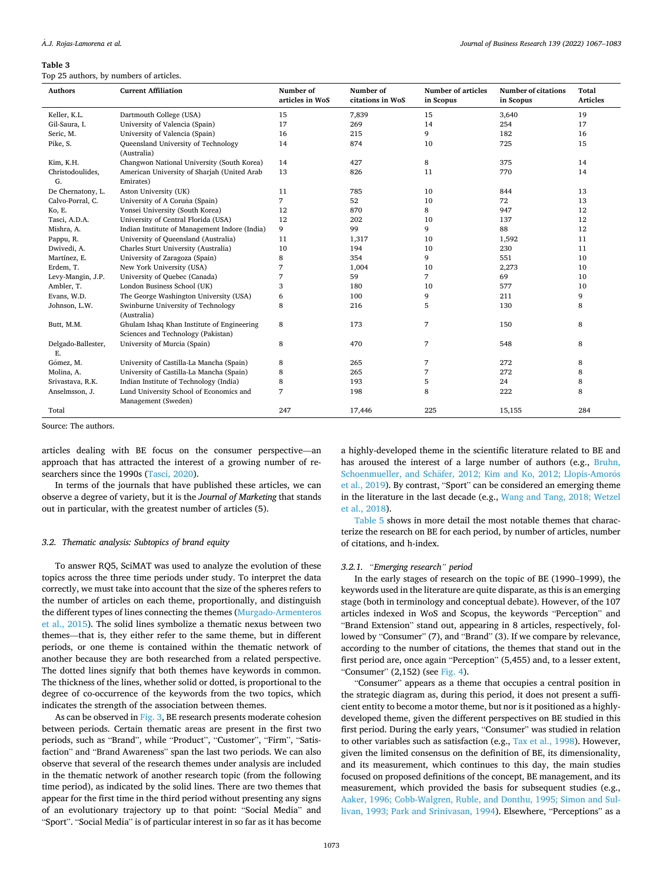**Table 3**
Top 25 authors, by numbers of articles.

| Authors | Current Affiliation | Number of articles in WoS | Number of citations in WoS | Number of articles in Scopus | Number of citations in Scopus | Total Articles |
|---|---|---|---|---|---|---|
| Keller, K.L. | Dartmouth College (USA) | 15 | 7,839 | 15 | 3,640 | 19 |
| Gil-Saura, I. | University of Valencia (Spain) | 17 | 269 | 14 | 254 | 17 |
| Seric, M. | University of Valencia (Spain) | 16 | 215 | 9 | 182 | 16 |
| Pike, S. | Queensland University of Technology (Australia) | 14 | 874 | 10 | 725 | 15 |
| Kim, K.H. | Changwon National University (South Korea) | 14 | 427 | 8 | 375 | 14 |
| Christodoulides, G. | American University of Sharjah (United Arab Emirates) | 13 | 826 | 11 | 770 | 14 |
| De Chernatony, L. | Aston University (UK) | 11 | 785 | 10 | 844 | 13 |
| Calvo-Porral, C. | University of A Coruña (Spain) | 7 | 52 | 10 | 72 | 13 |
| Ko, E. | Yonsei University (South Korea) | 12 | 870 | 8 | 947 | 12 |
| Tasci, A.D.A. | University of Central Florida (USA) | 12 | 202 | 10 | 137 | 12 |
| Mishra, A. | Indian Institute of Management Indore (India) | 9 | 99 | 9 | 88 | 12 |
| Pappu, R. | University of Queensland (Australia) | 11 | 1,317 | 10 | 1,592 | 11 |
| Dwivedi, A. | Charles Sturt University (Australia) | 10 | 194 | 10 | 230 | 11 |
| Martínez, E. | University of Zaragoza (Spain) | 8 | 354 | 9 | 551 | 10 |
| Erdem, T. | New York University (USA) | 7 | 1,004 | 10 | 2,273 | 10 |
| Levy-Mangin, J.P. | University of Quebec (Canada) | 7 | 59 | 7 | 69 | 10 |
| Ambler, T. | London Business School (UK) | 3 | 180 | 10 | 577 | 10 |
| Evans, W.D. | The George Washington University (USA) | 6 | 100 | 9 | 211 | 9 |
| Johnson, L.W. | Swinburne University of Technology (Australia) | 8 | 216 | 5 | 130 | 8 |
| Butt, M.M. | Ghulam Ishaq Khan Institute of Engineering Sciences and Technology (Pakistan) | 8 | 173 | 7 | 150 | 8 |
| Delgado-Ballester, E. | University of Murcia (Spain) | 8 | 470 | 7 | 548 | 8 |
| Gómez, M. | University of Castilla-La Mancha (Spain) | 8 | 265 | 7 | 272 | 8 |
| Molina, A. | University of Castilla-La Mancha (Spain) | 8 | 265 | 7 | 272 | 8 |
| Srivastava, R.K. | Indian Institute of Technology (India) | 8 | 193 | 5 | 24 | 8 |
| Anselmsson, J. | Lund University School of Economics and Management (Sweden) | 7 | 198 | 8 | 222 | 8 |
| Total | | 247 | 17,446 | 225 | 15,155 | 284 |

Source: The authors.

articles dealing with BE focus on the consumer perspective—an approach that has attracted the interest of a growing number of researchers since the 1990s (Tasci, 2020).

In terms of the journals that have published these articles, we can observe a degree of variety, but it is the *Journal of Marketing* that stands out in particular, with the greatest number of articles (5).

### 3.2. Thematic analysis: Subtopics of brand equity

To answer RQ5, SciMAT was used to analyze the evolution of these topics across the three time periods under study. To interpret the data correctly, we must take into account that the size of the spheres refers to the number of articles on each theme, proportionally, and distinguish the different types of lines connecting the themes (Murgado-Armenteros et al., 2015). The solid lines symbolize a thematic nexus between two themes—that is, they either refer to the same theme, but in different periods, or one theme is contained within the thematic network of another because they are both researched from a related perspective. The dotted lines signify that both themes have keywords in common. The thickness of the lines, whether solid or dotted, is proportional to the degree of co-occurrence of the keywords from the two topics, which indicates the strength of the association between themes.

As can be observed in Fig. 3, BE research presents moderate cohesion between periods. Certain thematic areas are present in the first two periods, such as "Brand", while "Product", "Customer", "Firm", "Satisfaction" and "Brand Awareness" span the last two periods. We can also observe that several of the research themes under analysis are included in the thematic network of another research topic (from the following time period), as indicated by the solid lines. There are two themes that appear for the first time in the third period without presenting any signs of an evolutionary trajectory up to that point: "Social Media" and "Sport". "Social Media" is of particular interest in so far as it has become a highly-developed theme in the scientific literature related to BE and has aroused the interest of a large number of authors (e.g., Bruhn, Schoenmueller, and Schäfer, 2012; Kim and Ko, 2012; Llopis-Amorós et al., 2019). By contrast, "Sport" can be considered an emerging theme in the literature in the last decade (e.g., Wang and Tang, 2018; Wetzel et al., 2018).

Table 5 shows in more detail the most notable themes that characterize the research on BE for each period, by number of articles, number of citations, and h-index.

#### 3.2.1. "Emerging research" period

In the early stages of research on the topic of BE (1990–1999), the keywords used in the literature are quite disparate, as this is an emerging stage (both in terminology and conceptual debate). However, of the 107 articles indexed in WoS and Scopus, the keywords "Perception" and "Brand Extension" stand out, appearing in 8 articles, respectively, followed by "Consumer" (7), and "Brand" (3). If we compare by relevance, according to the number of citations, the themes that stand out in the first period are, once again "Perception" (5,455) and, to a lesser extent, "Consumer" (2,152) (see Fig. 4).

"Consumer" appears as a theme that occupies a central position in the strategic diagram as, during this period, it does not present a sufficient entity to become a motor theme, but nor is it positioned as a highly-developed theme, given the different perspectives on BE studied in this first period. During the early years, "Consumer" was studied in relation to other variables such as satisfaction (e.g., Tax et al., 1998). However, given the limited consensus on the definition of BE, its dimensionality, and its measurement, which continues to this day, the main studies focused on proposed definitions of the concept, BE management, and its measurement, which provided the basis for subsequent studies (e.g., Aaker, 1996; Cobb-Walgren, Ruble, and Donthu, 1995; Simon and Sullivan, 1993; Park and Srinivasan, 1994). Elsewhere, "Perceptions" as a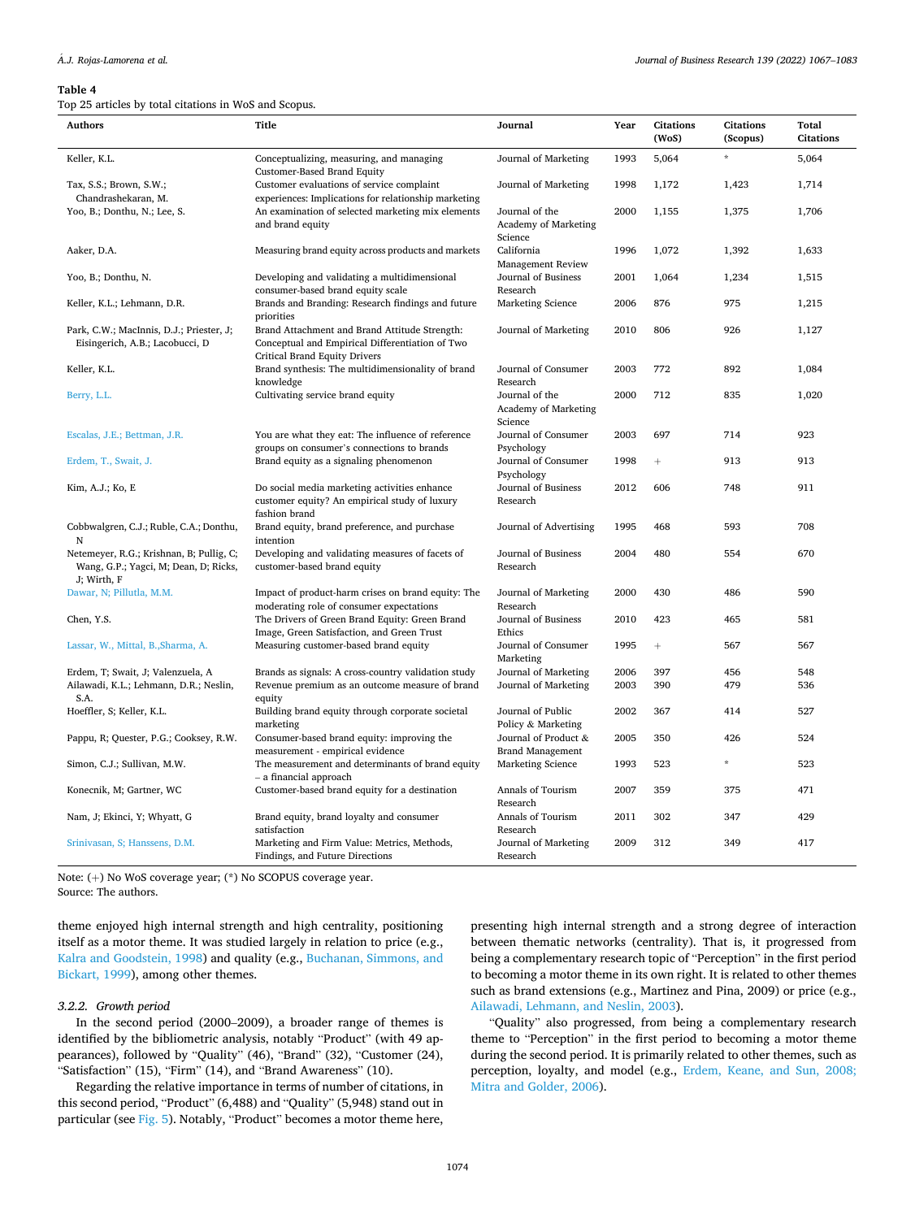**Table 4**
Top 25 articles by total citations in WoS and Scopus.

| Authors | Title | Journal | Year | Citations (WoS) | Citations (Scopus) | Total Citations |
|---|---|---|---|---|---|---|
| Keller, K.L. | Conceptualizing, measuring, and managing Customer-Based Brand Equity | Journal of Marketing | 1993 | 5,064 | * | 5,064 |
| Tax, S.S.; Brown, S.W.; Chandrashekaran, M. | Customer evaluations of service complaint experiences: Implications for relationship marketing | Journal of Marketing | 1998 | 1,172 | 1,423 | 1,714 |
| Yoo, B.; Donthu, N.; Lee, S. | An examination of selected marketing mix elements and brand equity | Journal of the Academy of Marketing Science | 2000 | 1,155 | 1,375 | 1,706 |
| Aaker, D.A. | Measuring brand equity across products and markets | California Management Review | 1996 | 1,072 | 1,392 | 1,633 |
| Yoo, B.; Donthu, N. | Developing and validating a multidimensional consumer-based brand equity scale | Journal of Business Research | 2001 | 1,064 | 1,234 | 1,515 |
| Keller, K.L.; Lehmann, D.R. | Brands and Branding: Research findings and future priorities | Marketing Science | 2006 | 876 | 975 | 1,215 |
| Park, C.W.; MacInnis, D.J.; Priester, J; Eisingerich, A.B.; Lacobucci, D | Brand Attachment and Brand Attitude Strength: Conceptual and Empirical Differentiation of Two Critical Brand Equity Drivers | Journal of Marketing | 2010 | 806 | 926 | 1,127 |
| Keller, K.L. | Brand synthesis: The multidimensionality of brand knowledge | Journal of Consumer Research | 2003 | 772 | 892 | 1,084 |
| Berry, L.L. | Cultivating service brand equity | Journal of the Academy of Marketing Science | 2000 | 712 | 835 | 1,020 |
| Escalas, J.E.; Bettman, J.R. | You are what they eat: The influence of reference groups on consumer's connections to brands | Journal of Consumer Psychology | 2003 | 697 | 714 | 923 |
| Erdem, T., Swait, J. | Brand equity as a signaling phenomenon | Journal of Consumer Psychology | 1998 | + | 913 | 913 |
| Kim, A.J.; Ko, E | Do social media marketing activities enhance customer equity? An empirical study of luxury fashion brand | Journal of Business Research | 2012 | 606 | 748 | 911 |
| Cobbwalgren, C.J.; Ruble, C.A.; Donthu, N | Brand equity, brand preference, and purchase intention | Journal of Advertising | 1995 | 468 | 593 | 708 |
| Netemeyer, R.G.; Krishnan, B; Pullig, C; Wang, G.P.; Yagci, M; Dean, D; Ricks, J; Wirth, F | Developing and validating measures of facets of customer-based brand equity | Journal of Business Research | 2004 | 480 | 554 | 670 |
| Dawar, N; Pillutla, M.M. | Impact of product-harm crises on brand equity: The moderating role of consumer expectations | Journal of Marketing Research | 2000 | 430 | 486 | 590 |
| Chen, Y.S. | The Drivers of Green Brand Equity: Green Brand Image, Green Satisfaction, and Green Trust | Journal of Business Ethics | 2010 | 423 | 465 | 581 |
| Lassar, W., Mittal, B.,Sharma, A. | Measuring customer-based brand equity | Journal of Consumer Marketing | 1995 | + | 567 | 567 |
| Erdem, T; Swait, J; Valenzuela, A | Brands as signals: A cross-country validation study | Journal of Marketing | 2006 | 397 | 456 | 548 |
| Ailawadi, K.L.; Lehmann, D.R.; Neslin, S.A. | Revenue premium as an outcome measure of brand equity | Journal of Marketing | 2003 | 390 | 479 | 536 |
| Hoeffler, S; Keller, K.L. | Building brand equity through corporate societal marketing | Journal of Public Policy & Marketing | 2002 | 367 | 414 | 527 |
| Pappu, R; Quester, P.G.; Cooksey, R.W. | Consumer-based brand equity: improving the measurement - empirical evidence | Journal of Product & Brand Management | 2005 | 350 | 426 | 524 |
| Simon, C.J.; Sullivan, M.W. | The measurement and determinants of brand equity – a financial approach | Marketing Science | 1993 | 523 | * | 523 |
| Konecnik, M; Gartner, WC | Customer-based brand equity for a destination | Annals of Tourism Research | 2007 | 359 | 375 | 471 |
| Nam, J; Ekinci, Y; Whyatt, G | Brand equity, brand loyalty and consumer satisfaction | Annals of Tourism Research | 2011 | 302 | 347 | 429 |
| Srinivasan, S; Hanssens, D.M. | Marketing and Firm Value: Metrics, Methods, Findings, and Future Directions | Journal of Marketing Research | 2009 | 312 | 349 | 417 |

Note: (+) No WoS coverage year; (*) No SCOPUS coverage year.
Source: The authors.

theme enjoyed high internal strength and high centrality, positioning itself as a motor theme. It was studied largely in relation to price (e.g., Kalra and Goodstein, 1998) and quality (e.g., Buchanan, Simmons, and Bickart, 1999), among other themes.

#### 3.2.2. Growth period

In the second period (2000–2009), a broader range of themes is identified by the bibliometric analysis, notably "Product" (with 49 appearances), followed by "Quality" (46), "Brand" (32), "Customer (24), "Satisfaction" (15), "Firm" (14), and "Brand Awareness" (10).

Regarding the relative importance in terms of number of citations, in this second period, "Product" (6,488) and "Quality" (5,948) stand out in particular (see Fig. 5). Notably, "Product" becomes a motor theme here, presenting high internal strength and a strong degree of interaction between thematic networks (centrality). That is, it progressed from being a complementary research topic of "Perception" in the first period to becoming a motor theme in its own right. It is related to other themes such as brand extensions (e.g., Martinez and Pina, 2009) or price (e.g., Ailawadi, Lehmann, and Neslin, 2003).

"Quality" also progressed, from being a complementary research theme to "Perception" in the first period to becoming a motor theme during the second period. It is primarily related to other themes, such as perception, loyalty, and model (e.g., Erdem, Keane, and Sun, 2008; Mitra and Golder, 2006).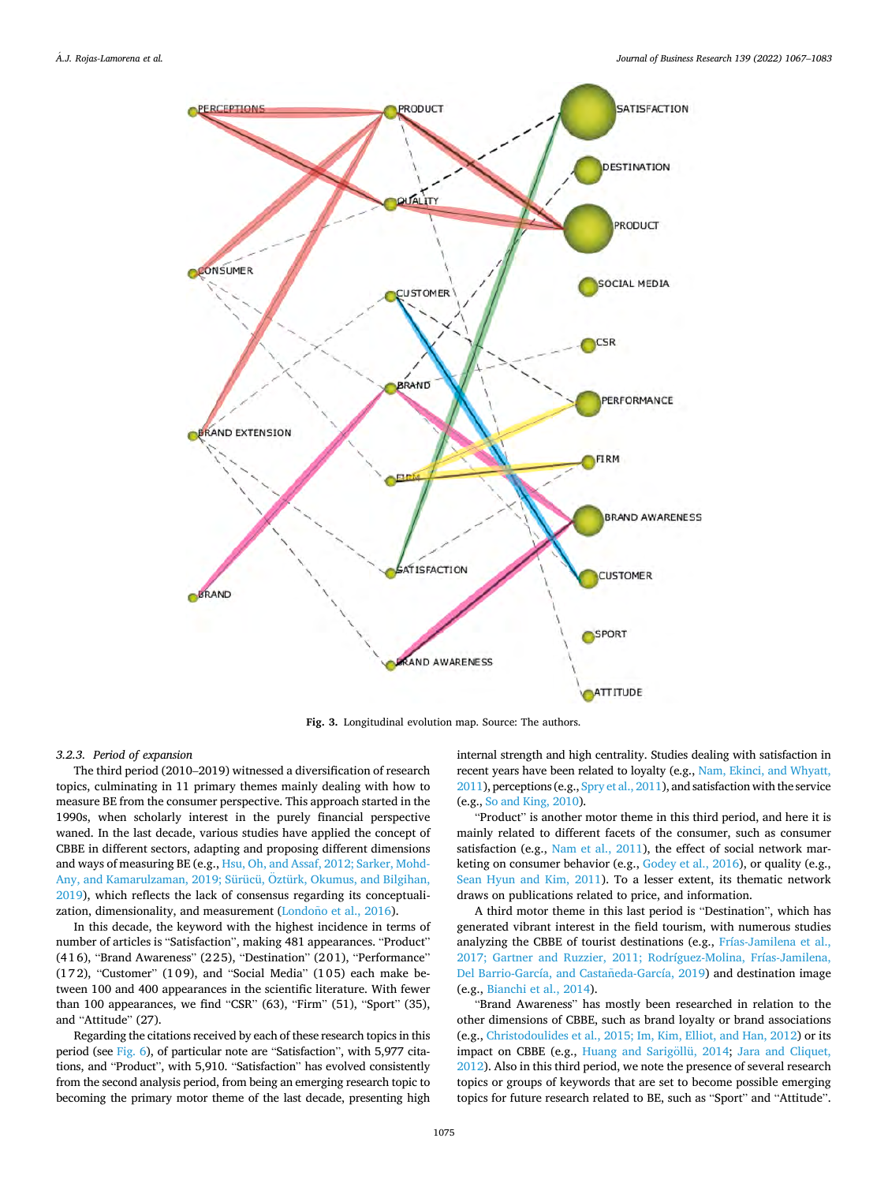Fig. 3. Longitudinal evolution map. Source: The authors.

### 3.2.3. Period of expansion

The third period (2010–2019) witnessed a diversification of research topics, culminating in 11 primary themes mainly dealing with how to measure BE from the consumer perspective. This approach started in the 1990s, when scholarly interest in the purely financial perspective waned. In the last decade, various studies have applied the concept of CBBE in different sectors, adapting and proposing different dimensions and ways of measuring BE (e.g., Hsu, Oh, and Assaf, 2012; Sarker, Mohd-Any, and Kamarulzaman, 2019; Sürücü, Öztürk, Okumus, and Bilgihan, 2019), which reflects the lack of consensus regarding its conceptualization, dimensionality, and measurement (Londoño et al., 2016).

In this decade, the keyword with the highest incidence in terms of number of articles is "Satisfaction", making 481 appearances. "Product" (416), "Brand Awareness" (225), "Destination" (201), "Performance" (172), "Customer" (109), and "Social Media" (105) each make between 100 and 400 appearances in the scientific literature. With fewer than 100 appearances, we find "CSR" (63), "Firm" (51), "Sport" (35), and "Attitude" (27).

Regarding the citations received by each of these research topics in this period (see Fig. 6), of particular note are "Satisfaction", with 5,977 citations, and "Product", with 5,910. "Satisfaction" has evolved consistently from the second analysis period, from being an emerging research topic to becoming the primary motor theme of the last decade, presenting high internal strength and high centrality. Studies dealing with satisfaction in recent years have been related to loyalty (e.g., Nam, Ekinci, and Whyatt, 2011), perceptions (e.g., Spry et al., 2011), and satisfaction with the service (e.g., So and King, 2010).

"Product" is another motor theme in this third period, and here it is mainly related to different facets of the consumer, such as consumer satisfaction (e.g., Nam et al., 2011), the effect of social network marketing on consumer behavior (e.g., Godey et al., 2016), or quality (e.g., Sean Hyun and Kim, 2011). To a lesser extent, its thematic network draws on publications related to price, and information.

A third motor theme in this last period is "Destination", which has generated vibrant interest in the field tourism, with numerous studies analyzing the CBBE of tourist destinations (e.g., Frías-Jamilena et al., 2017; Gartner and Ruzzier, 2011; Rodríguez-Molina, Frías-Jamilena, Del Barrio-García, and Castañeda-García, 2019) and destination image (e.g., Bianchi et al., 2014).

"Brand Awareness" has mostly been researched in relation to the other dimensions of CBBE, such as brand loyalty or brand associations (e.g., Christodoulides et al., 2015; Im, Kim, Elliot, and Han, 2012) or its impact on CBBE (e.g., Huang and Sarigöllü, 2014; Jara and Cliquet, 2012). Also in this third period, we note the presence of several research topics or groups of keywords that are set to become possible emerging topics for future research related to BE, such as "Sport" and "Attitude".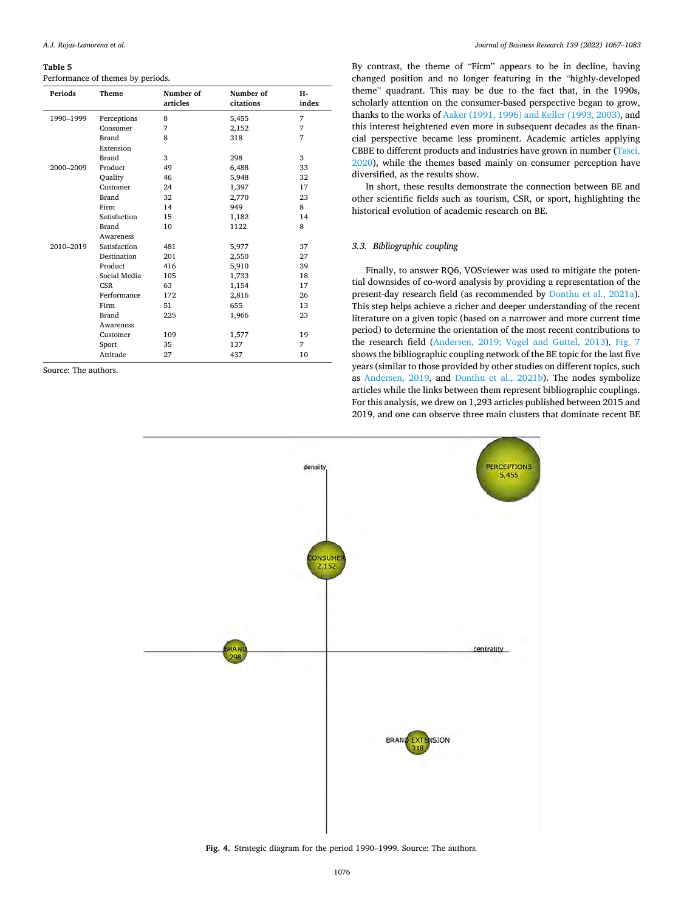**Table 5**
Performance of themes by periods.

| Periods | Theme | Number of articles | Number of citations | H-index |
|---|---|---|---|---|
| 1990–1999 | Perceptions | 8 | 5,455 | 7 |
| | Consumer | 7 | 2,152 | 7 |
| | Brand Extension | 8 | 318 | 7 |
| | Brand | 3 | 298 | 3 |
| 2000–2009 | Product | 49 | 6,488 | 33 |
| | Quality | 46 | 5,948 | 32 |
| | Customer | 24 | 1,397 | 17 |
| | Brand | 32 | 2,770 | 23 |
| | Firm | 14 | 949 | 8 |
| | Satisfaction | 15 | 1,182 | 14 |
| | Brand Awareness | 10 | 1122 | 8 |
| 2010–2019 | Satisfaction | 481 | 5,977 | 37 |
| | Destination | 201 | 2,550 | 27 |
| | Product | 416 | 5,910 | 39 |
| | Social Media | 105 | 1,733 | 18 |
| | CSR | 63 | 1,154 | 17 |
| | Performance | 172 | 2,816 | 26 |
| | Firm | 51 | 655 | 13 |
| | Brand Awareness | 225 | 1,966 | 23 |
| | Customer | 109 | 1,577 | 19 |
| | Sport | 35 | 137 | 7 |
| | Attitude | 27 | 437 | 10 |

Source: The authors.

By contrast, the theme of "Firm" appears to be in decline, having changed position and no longer featuring in the "highly-developed theme" quadrant. This may be due to the fact that, in the 1990s, scholarly attention on the consumer-based perspective began to grow, thanks to the works of Aaker (1991, 1996) and Keller (1993, 2003), and this interest heightened even more in subsequent decades as the financial perspective became less prominent. Academic articles applying CBBE to different products and industries have grown in number (Tasci, 2020), while the themes based mainly on consumer perception have diversified, as the results show.

In short, these results demonstrate the connection between BE and other scientific fields such as tourism, CSR, or sport, highlighting the historical evolution of academic research on BE.

### 3.3. Bibliographic coupling

Finally, to answer RQ6, VOSviewer was used to mitigate the potential downsides of co-word analysis by providing a representation of the present-day research field (as recommended by Donthu et al., 2021a). This step helps achieve a richer and deeper understanding of the recent literature on a given topic (based on a narrower and more current time period) to determine the orientation of the most recent contributions to the research field (Andersen, 2019; Vogel and Guttel, 2013). Fig. 7 shows the bibliographic coupling network of the BE topic for the last five years (similar to those provided by other studies on different topics, such as Andersen, 2019, and Donthu et al., 2021b). The nodes symbolize articles while the links between them represent bibliographic couplings. For this analysis, we drew on 1,293 articles published between 2015 and 2019, and one can observe three main clusters that dominate recent BE

**Fig. 4.** Strategic diagram for the period 1990–1999. Source: The authors.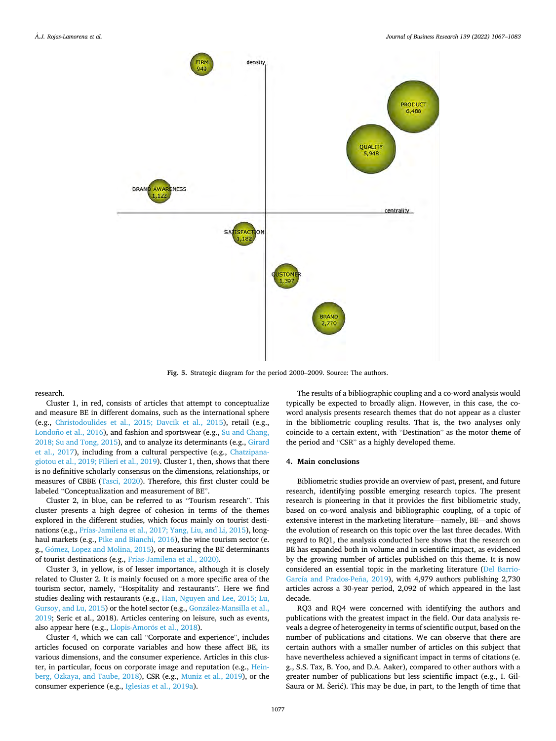Fig. 5. Strategic diagram for the period 2000–2009. Source: The authors.

research.

Cluster 1, in red, consists of articles that attempt to conceptualize and measure BE in different domains, such as the international sphere (e.g., Christodoulides et al., 2015; Davcik et al., 2015), retail (e.g., Londoño et al., 2016), and fashion and sportswear (e.g., Su and Chang, 2018; Su and Tong, 2015), and to analyze its determinants (e.g., Girard et al., 2017), including from a cultural perspective (e.g., Chatzipanagiotou et al., 2019; Filieri et al., 2019). Cluster 1, then, shows that there is no definitive scholarly consensus on the dimensions, relationships, or measures of CBBE (Tasci, 2020). Therefore, this first cluster could be labeled "Conceptualization and measurement of BE".

Cluster 2, in blue, can be referred to as "Tourism research". This cluster presents a high degree of cohesion in terms of the themes explored in the different studies, which focus mainly on tourist destinations (e.g., Frías-Jamilena et al., 2017; Yang, Liu, and Li, 2015), long-haul markets (e.g., Pike and Bianchi, 2016), the wine tourism sector (e.g., Gómez, Lopez and Molina, 2015), or measuring the BE determinants of tourist destinations (e.g., Frias-Jamilena et al., 2020).

Cluster 3, in yellow, is of lesser importance, although it is closely related to Cluster 2. It is mainly focused on a more specific area of the tourism sector, namely, "Hospitality and restaurants". Here we find studies dealing with restaurants (e.g., Han, Nguyen and Lee, 2015; Lu, Gursoy, and Lu, 2015) or the hotel sector (e.g., González-Mansilla et al., 2019; Seric et al., 2018). Articles centering on leisure, such as events, also appear here (e.g., Llopis-Amorós et al., 2018).

Cluster 4, which we can call "Corporate and experience", includes articles focused on corporate variables and how these affect BE, its various dimensions, and the consumer experience. Articles in this cluster, in particular, focus on corporate image and reputation (e.g., Heinberg, Ozkaya, and Taube, 2018), CSR (e.g., Muniz et al., 2019), or the consumer experience (e.g., Iglesias et al., 2019a).

The results of a bibliographic coupling and a co-word analysis would typically be expected to broadly align. However, in this case, the co-word analysis presents research themes that do not appear as a cluster in the bibliometric coupling results. That is, the two analyses only coincide to a certain extent, with "Destination" as the motor theme of the period and "CSR" as a highly developed theme.

## 4. Main conclusions

Bibliometric studies provide an overview of past, present, and future research, identifying possible emerging research topics. The present research is pioneering in that it provides the first bibliometric study, based on co-word analysis and bibliographic coupling, of a topic of extensive interest in the marketing literature—namely, BE—and shows the evolution of research on this topic over the last three decades. With regard to RQ1, the analysis conducted here shows that the research on BE has expanded both in volume and in scientific impact, as evidenced by the growing number of articles published on this theme. It is now considered an essential topic in the marketing literature (Del Barrio-García and Prados-Peña, 2019), with 4,979 authors publishing 2,730 articles across a 30-year period, 2,092 of which appeared in the last decade.

RQ3 and RQ4 were concerned with identifying the authors and publications with the greatest impact in the field. Our data analysis reveals a degree of heterogeneity in terms of scientific output, based on the number of publications and citations. We can observe that there are certain authors with a smaller number of articles on this subject that have nevertheless achieved a significant impact in terms of citations (e.g., S.S. Tax, B. Yoo, and D.A. Aaker), compared to other authors with a greater number of publications but less scientific impact (e.g., I. Gil-Saura or M. Šerić). This may be due, in part, to the length of time that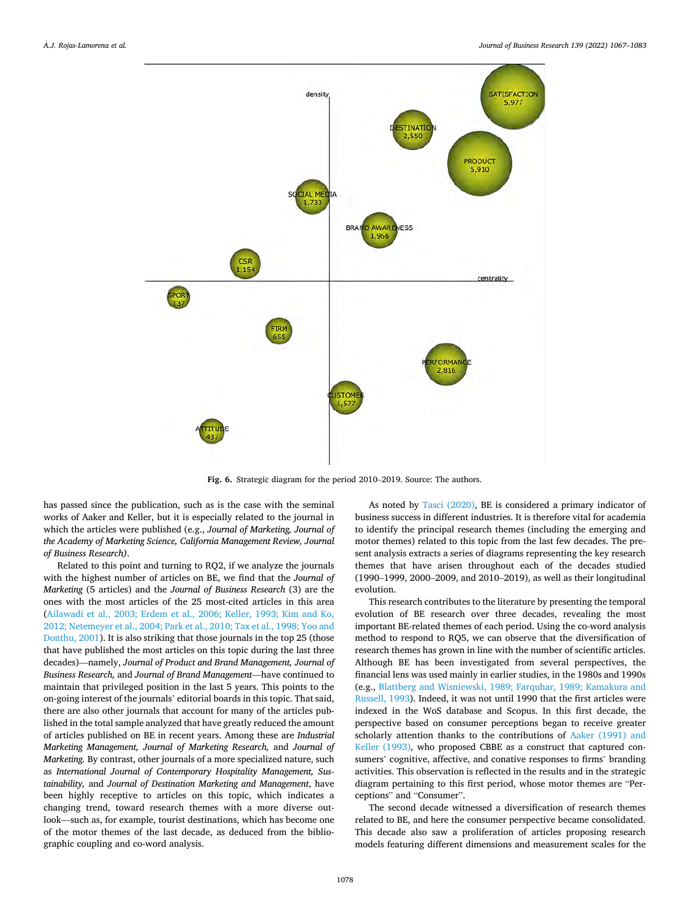Fig. 6. Strategic diagram for the period 2010–2019. Source: The authors.

has passed since the publication, such as is the case with the seminal works of Aaker and Keller, but it is especially related to the journal in which the articles were published (e.g., *Journal of Marketing, Journal of the Academy of Marketing Science, California Management Review, Journal of Business Research)*.

Related to this point and turning to RQ2, if we analyze the journals with the highest number of articles on BE, we find that the *Journal of Marketing* (5 articles) and the *Journal of Business Research* (3) are the ones with the most articles of the 25 most-cited articles in this area (Ailawadi et al., 2003; Erdem et al., 2006; Keller, 1993; Kim and Ko, 2012; Netemeyer et al., 2004; Park et al., 2010; Tax et al., 1998; Yoo and Donthu, 2001). It is also striking that those journals in the top 25 (those that have published the most articles on this topic during the last three decades)—namely, *Journal of Product and Brand Management, Journal of Business Research,* and *Journal of Brand Management*—have continued to maintain that privileged position in the last 5 years. This points to the on-going interest of the journals' editorial boards in this topic. That said, there are also other journals that account for many of the articles published in the total sample analyzed that have greatly reduced the amount of articles published on BE in recent years. Among these are *Industrial Marketing Management, Journal of Marketing Research,* and *Journal of Marketing.* By contrast, other journals of a more specialized nature, such as *International Journal of Contemporary Hospitality Management, Sustainability,* and *Journal of Destination Marketing and Management*, have been highly receptive to articles on this topic, which indicates a changing trend, toward research themes with a more diverse outlook—such as, for example, tourist destinations, which has become one of the motor themes of the last decade, as deduced from the bibliographic coupling and co-word analysis.

As noted by Tasci (2020), BE is considered a primary indicator of business success in different industries. It is therefore vital for academia to identify the principal research themes (including the emerging and motor themes) related to this topic from the last few decades. The present analysis extracts a series of diagrams representing the key research themes that have arisen throughout each of the decades studied (1990–1999, 2000–2009, and 2010–2019), as well as their longitudinal evolution.

This research contributes to the literature by presenting the temporal evolution of BE research over three decades, revealing the most important BE-related themes of each period. Using the co-word analysis method to respond to RQ5, we can observe that the diversification of research themes has grown in line with the number of scientific articles. Although BE has been investigated from several perspectives, the financial lens was used mainly in earlier studies, in the 1980s and 1990s (e.g., Blattberg and Wisniewski, 1989; Farquhar, 1989; Kamakura and Russell, 1993). Indeed, it was not until 1990 that the first articles were indexed in the WoS database and Scopus. In this first decade, the perspective based on consumer perceptions began to receive greater scholarly attention thanks to the contributions of Aaker (1991) and Keller (1993), who proposed CBBE as a construct that captured consumers' cognitive, affective, and conative responses to firms' branding activities. This observation is reflected in the results and in the strategic diagram pertaining to this first period, whose motor themes are "Perceptions" and "Consumer".

The second decade witnessed a diversification of research themes related to BE, and here the consumer perspective became consolidated. This decade also saw a proliferation of articles proposing research models featuring different dimensions and measurement scales for the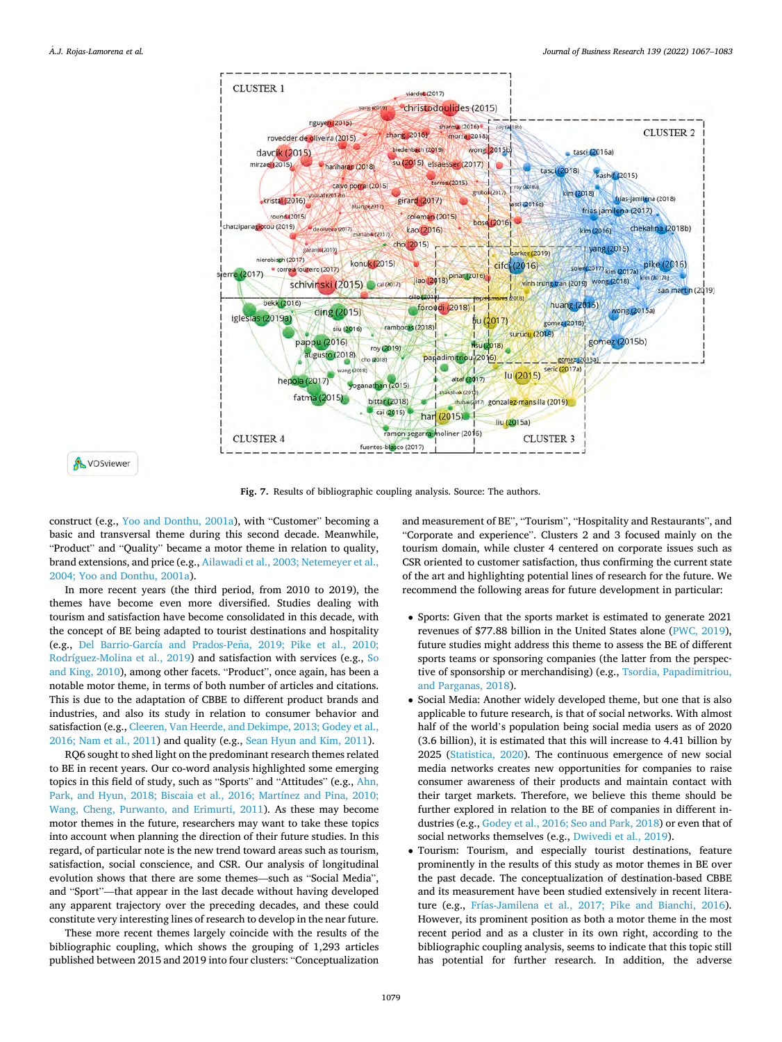Fig. 7. Results of bibliographic coupling analysis. Source: The authors.

construct (e.g., Yoo and Donthu, 2001a), with "Customer" becoming a basic and transversal theme during this second decade. Meanwhile, "Product" and "Quality" became a motor theme in relation to quality, brand extensions, and price (e.g., Ailawadi et al., 2003; Netemeyer et al., 2004; Yoo and Donthu, 2001a).

In more recent years (the third period, from 2010 to 2019), the themes have become even more diversified. Studies dealing with tourism and satisfaction have become consolidated in this decade, with the concept of BE being adapted to tourist destinations and hospitality (e.g., Del Barrio-García and Prados-Peña, 2019; Pike et al., 2010; Rodríguez-Molina et al., 2019) and satisfaction with services (e.g., So and King, 2010), among other facets. "Product", once again, has been a notable motor theme, in terms of both number of articles and citations. This is due to the adaptation of CBBE to different product brands and industries, and also its study in relation to consumer behavior and satisfaction (e.g., Cleeren, Van Heerde, and Dekimpe, 2013; Godey et al., 2016; Nam et al., 2011) and quality (e.g., Sean Hyun and Kim, 2011).

RQ6 sought to shed light on the predominant research themes related to BE in recent years. Our co-word analysis highlighted some emerging topics in this field of study, such as "Sports" and "Attitudes" (e.g., Ahn, Park, and Hyun, 2018; Biscaia et al., 2016; Martínez and Pina, 2010; Wang, Cheng, Purwanto, and Erimurti, 2011). As these may become motor themes in the future, researchers may want to take these topics into account when planning the direction of their future studies. In this regard, of particular note is the new trend toward areas such as tourism, satisfaction, social conscience, and CSR. Our analysis of longitudinal evolution shows that there are some themes—such as "Social Media", and "Sport"—that appear in the last decade without having developed any apparent trajectory over the preceding decades, and these could constitute very interesting lines of research to develop in the near future.

These more recent themes largely coincide with the results of the bibliographic coupling, which shows the grouping of 1,293 articles published between 2015 and 2019 into four clusters: "Conceptualization and measurement of BE", "Tourism", "Hospitality and Restaurants", and "Corporate and experience". Clusters 2 and 3 focused mainly on the tourism domain, while cluster 4 centered on corporate issues such as CSR oriented to customer satisfaction, thus confirming the current state of the art and highlighting potential lines of research for the future. We recommend the following areas for future development in particular:

- Sports: Given that the sports market is estimated to generate 2021 revenues of $77.88 billion in the United States alone (PWC, 2019), future studies might address this theme to assess the BE of different sports teams or sponsoring companies (the latter from the perspective of sponsorship or merchandising) (e.g., Tsordia, Papadimitriou, and Parganas, 2018).
- Social Media: Another widely developed theme, but one that is also applicable to future research, is that of social networks. With almost half of the world's population being social media users as of 2020 (3.6 billion), it is estimated that this will increase to 4.41 billion by 2025 (Statistica, 2020). The continuous emergence of new social media networks creates new opportunities for companies to raise consumer awareness of their products and maintain contact with their target markets. Therefore, we believe this theme should be further explored in relation to the BE of companies in different industries (e.g., Godey et al., 2016; Seo and Park, 2018) or even that of social networks themselves (e.g., Dwivedi et al., 2019).
- Tourism: Tourism, and especially tourist destinations, feature prominently in the results of this study as motor themes in BE over the past decade. The conceptualization of destination-based CBBE and its measurement have been studied extensively in recent literature (e.g., Frías-Jamilena et al., 2017; Pike and Bianchi, 2016). However, its prominent position as both a motor theme in the most recent period and as a cluster in its own right, according to the bibliographic coupling analysis, seems to indicate that this topic still has potential for further research. In addition, the adverse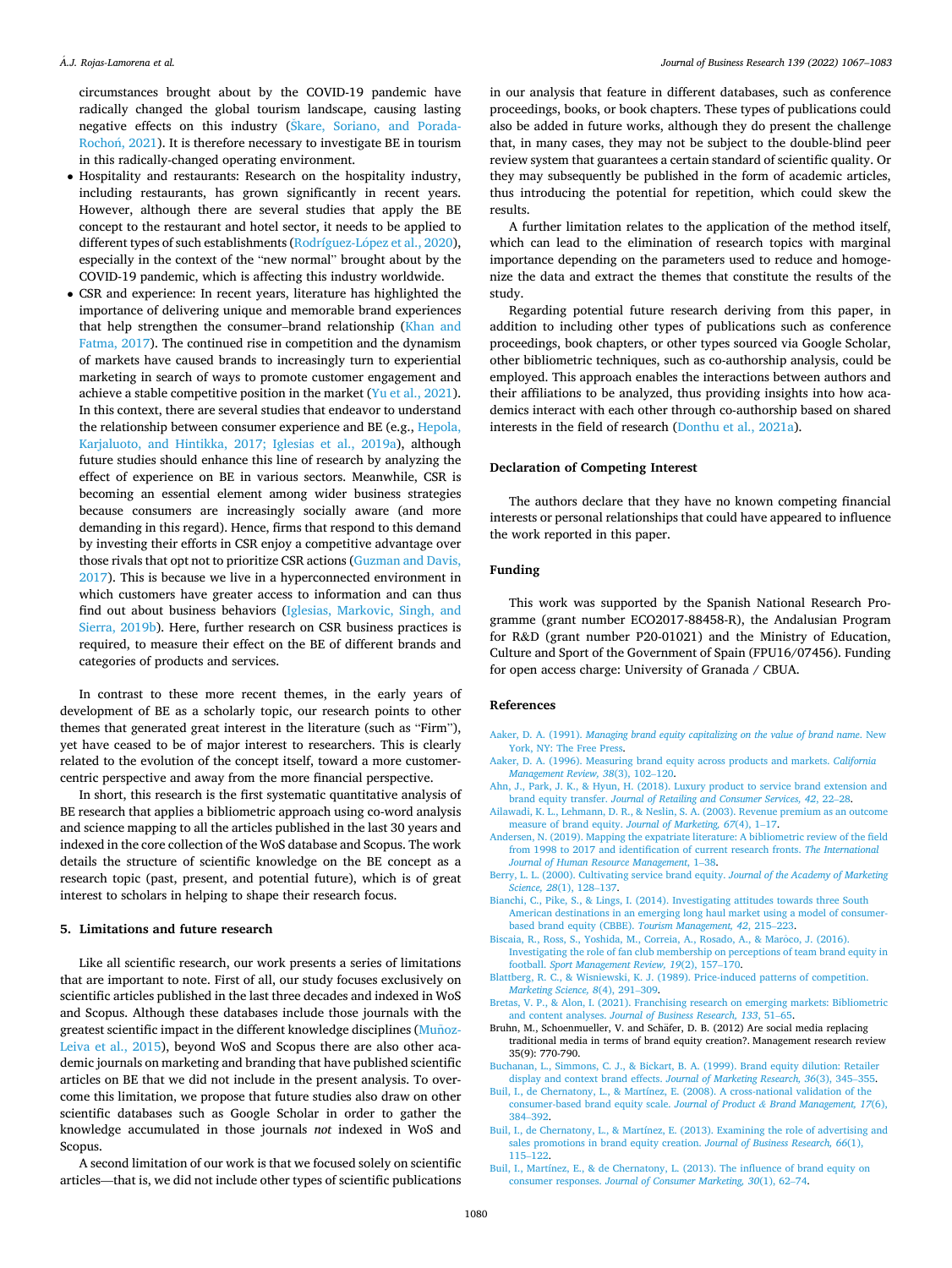circumstances brought about by the COVID-19 pandemic have radically changed the global tourism landscape, causing lasting negative effects on this industry (Škare, Soriano, and Porada-Rochoń, 2021). It is therefore necessary to investigate BE in tourism in this radically-changed operating environment.

- Hospitality and restaurants: Research on the hospitality industry, including restaurants, has grown significantly in recent years. However, although there are several studies that apply the BE concept to the restaurant and hotel sector, it needs to be applied to different types of such establishments (Rodríguez-López et al., 2020), especially in the context of the "new normal" brought about by the COVID-19 pandemic, which is affecting this industry worldwide.
- CSR and experience: In recent years, literature has highlighted the importance of delivering unique and memorable brand experiences that help strengthen the consumer–brand relationship (Khan and Fatma, 2017). The continued rise in competition and the dynamism of markets have caused brands to increasingly turn to experiential marketing in search of ways to promote customer engagement and achieve a stable competitive position in the market (Yu et al., 2021). In this context, there are several studies that endeavor to understand the relationship between consumer experience and BE (e.g., Hepola, Karjaluoto, and Hintikka, 2017; Iglesias et al., 2019a), although future studies should enhance this line of research by analyzing the effect of experience on BE in various sectors. Meanwhile, CSR is becoming an essential element among wider business strategies because consumers are increasingly socially aware (and more demanding in this regard). Hence, firms that respond to this demand by investing their efforts in CSR enjoy a competitive advantage over those rivals that opt not to prioritize CSR actions (Guzman and Davis, 2017). This is because we live in a hyperconnected environment in which customers have greater access to information and can thus find out about business behaviors (Iglesias, Markovic, Singh, and Sierra, 2019b). Here, further research on CSR business practices is required, to measure their effect on the BE of different brands and categories of products and services.

In contrast to these more recent themes, in the early years of development of BE as a scholarly topic, our research points to other themes that generated great interest in the literature (such as "Firm"), yet have ceased to be of major interest to researchers. This is clearly related to the evolution of the concept itself, toward a more customer-centric perspective and away from the more financial perspective.

In short, this research is the first systematic quantitative analysis of BE research that applies a bibliometric approach using co-word analysis and science mapping to all the articles published in the last 30 years and indexed in the core collection of the WoS database and Scopus. The work details the structure of scientific knowledge on the BE concept as a research topic (past, present, and potential future), which is of great interest to scholars in helping to shape their research focus.

## 5. Limitations and future research

Like all scientific research, our work presents a series of limitations that are important to note. First of all, our study focuses exclusively on scientific articles published in the last three decades and indexed in WoS and Scopus. Although these databases include those journals with the greatest scientific impact in the different knowledge disciplines (Muñoz-Leiva et al., 2015), beyond WoS and Scopus there are also other academic journals on marketing and branding that have published scientific articles on BE that we did not include in the present analysis. To overcome this limitation, we propose that future studies also draw on other scientific databases such as Google Scholar in order to gather the knowledge accumulated in those journals *not* indexed in WoS and Scopus.

A second limitation of our work is that we focused solely on scientific articles—that is, we did not include other types of scientific publications in our analysis that feature in different databases, such as conference proceedings, books, or book chapters. These types of publications could also be added in future works, although they do present the challenge that, in many cases, they may not be subject to the double-blind peer review system that guarantees a certain standard of scientific quality. Or they may subsequently be published in the form of academic articles, thus introducing the potential for repetition, which could skew the results.

A further limitation relates to the application of the method itself, which can lead to the elimination of research topics with marginal importance depending on the parameters used to reduce and homogenize the data and extract the themes that constitute the results of the study.

Regarding potential future research deriving from this paper, in addition to including other types of publications such as conference proceedings, book chapters, or other types sourced via Google Scholar, other bibliometric techniques, such as co-authorship analysis, could be employed. This approach enables the interactions between authors and their affiliations to be analyzed, thus providing insights into how academics interact with each other through co-authorship based on shared interests in the field of research (Donthu et al., 2021a).

## Declaration of Competing Interest

The authors declare that they have no known competing financial interests or personal relationships that could have appeared to influence the work reported in this paper.

## Funding

This work was supported by the Spanish National Research Programme (grant number ECO2017-88458-R), the Andalusian Program for R&D (grant number P20-01021) and the Ministry of Education, Culture and Sport of the Government of Spain (FPU16/07456). Funding for open access charge: University of Granada / CBUA.

## References

Aaker, D. A. (1991). *Managing brand equity capitalizing on the value of brand name*. New York, NY: The Free Press.

Aaker, D. A. (1996). Measuring brand equity across products and markets. *California Management Review, 38*(3), 102–120.

Ahn, J., Park, J. K., & Hyun, H. (2018). Luxury product to service brand extension and brand equity transfer. *Journal of Retailing and Consumer Services, 42*, 22–28.

Ailawadi, K. L., Lehmann, D. R., & Neslin, S. A. (2003). Revenue premium as an outcome measure of brand equity. *Journal of Marketing, 67*(4), 1–17.

Andersen, N. (2019). Mapping the expatriate literature: A bibliometric review of the field from 1998 to 2017 and identification of current research fronts. *The International Journal of Human Resource Management*, 1–38.

Berry, L. L. (2000). Cultivating service brand equity. *Journal of the Academy of Marketing Science, 28*(1), 128–137.

Bianchi, C., Pike, S., & Lings, I. (2014). Investigating attitudes towards three South American destinations in an emerging long haul market using a model of consumer-based brand equity (CBBE). *Tourism Management, 42*, 215–223.

Biscaia, R., Ross, S., Yoshida, M., Correia, A., Rosado, A., & Marôco, J. (2016). Investigating the role of fan club membership on perceptions of team brand equity in football. *Sport Management Review, 19*(2), 157–170.

Blattberg, R. C., & Wisniewski, K. J. (1989). Price-induced patterns of competition. *Marketing Science, 8*(4), 291–309.

Bretas, V. P., & Alon, I. (2021). Franchising research on emerging markets: Bibliometric and content analyses. *Journal of Business Research, 133*, 51–65.

Bruhn, M., Schoenmueller, V. and Schäfer, D. B. (2012) Are social media replacing traditional media in terms of brand equity creation?. Management research review 35(9): 770-790.

Buchanan, L., Simmons, C. J., & Bickart, B. A. (1999). Brand equity dilution: Retailer display and context brand effects. *Journal of Marketing Research, 36*(3), 345–355.

Buil, I., de Chernatony, L., & Martínez, E. (2008). A cross-national validation of the consumer-based brand equity scale. *Journal of Product & Brand Management, 17*(6), 384–392.

Buil, I., de Chernatony, L., & Martínez, E. (2013). Examining the role of advertising and sales promotions in brand equity creation. *Journal of Business Research, 66*(1), 115–122.

Buil, I., Martínez, E., & de Chernatony, L. (2013). The influence of brand equity on consumer responses. *Journal of Consumer Marketing, 30*(1), 62–74.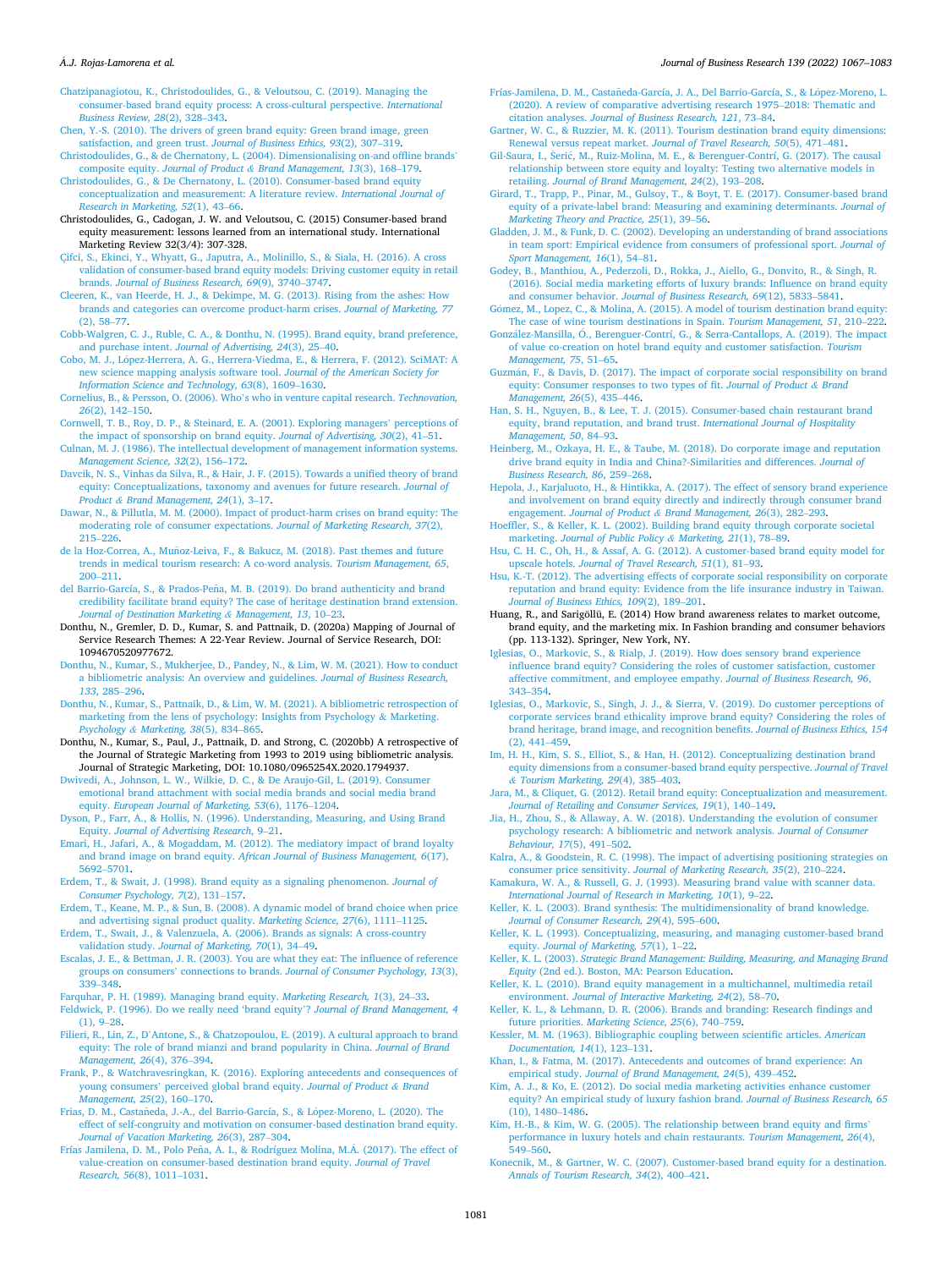Chatzipanagiotou, K., Christodoulides, G., & Veloutsou, C. (2019). Managing the consumer-based brand equity process: A cross-cultural perspective. *International Business Review, 28*(2), 328–343.

Chen, Y.-S. (2010). The drivers of green brand equity: Green brand image, green satisfaction, and green trust. *Journal of Business Ethics, 93*(2), 307–319.

Christodoulides, G., & de Chernatony, L. (2004). Dimensionalising on-and offline brands' composite equity. *Journal of Product & Brand Management, 13*(3), 168–179.

Christodoulides, G., & De Chernatony, L. (2010). Consumer-based brand equity conceptualization and measurement: A literature review. *International Journal of Research in Marketing, 52*(1), 43–66.

Christodoulides, G., Cadogan, J. W. and Veloutsou, C. (2015) Consumer-based brand equity measurement: lessons learned from an international study. International Marketing Review 32(3/4): 307-328.

Çifci, S., Ekinci, Y., Whyatt, G., Japutra, A., Molinillo, S., & Siala, H. (2016). A cross validation of consumer-based brand equity models: Driving customer equity in retail brands. *Journal of Business Research, 69*(9), 3740–3747.

Cleeren, K., van Heerde, H. J., & Dekimpe, M. G. (2013). Rising from the ashes: How brands and categories can overcome product-harm crises. *Journal of Marketing, 77*(2), 58–77.

Cobb-Walgren, C. J., Ruble, C. A., & Donthu, N. (1995). Brand equity, brand preference, and purchase intent. *Journal of Advertising, 24*(3), 25–40.

Cobo, M. J., López-Herrera, A. G., Herrera-Viedma, E., & Herrera, F. (2012). SciMAT: A new science mapping analysis software tool. *Journal of the American Society for Information Science and Technology, 63*(8), 1609–1630.

Cornelius, B., & Persson, O. (2006). Who's who in venture capital research. *Technovation, 26*(2), 142–150.

Cornwell, T. B., Roy, D. P., & Steinard, E. A. (2001). Exploring managers' perceptions of the impact of sponsorship on brand equity. *Journal of Advertising, 30*(2), 41–51.

Culnan, M. J. (1986). The intellectual development of management information systems. *Management Science, 32*(2), 156–172.

Davcik, N. S., Vinhas da Silva, R., & Hair, J. F. (2015). Towards a unified theory of brand equity: Conceptualizations, taxonomy and avenues for future research. *Journal of Product & Brand Management, 24*(1), 3–17.

Dawar, N., & Pillutla, M. M. (2000). Impact of product-harm crises on brand equity: The moderating role of consumer expectations. *Journal of Marketing Research, 37*(2), 215–226.

de la Hoz-Correa, A., Muñoz-Leiva, F., & Bakucz, M. (2018). Past themes and future trends in medical tourism research: A co-word analysis. *Tourism Management, 65*, 200–211.

del Barrio-García, S., & Prados-Peña, M. B. (2019). Do brand authenticity and brand credibility facilitate brand equity? The case of heritage destination brand extension. *Journal of Destination Marketing & Management, 13*, 10–23.

Donthu, N., Gremler, D. D., Kumar, S. and Pattnaik, D. (2020a) Mapping of Journal of Service Research Themes: A 22-Year Review. Journal of Service Research, DOI: 1094670520977672.

Donthu, N., Kumar, S., Mukherjee, D., Pandey, N., & Lim, W. M. (2021). How to conduct a bibliometric analysis: An overview and guidelines. *Journal of Business Research, 133*, 285–296.

Donthu, N., Kumar, S., Pattnaik, D., & Lim, W. M. (2021). A bibliometric retrospection of marketing from the lens of psychology: Insights from Psychology & Marketing. *Psychology & Marketing, 38*(5), 834–865.

Donthu, N., Kumar, S., Paul, J., Pattnaik, D. and Strong, C. (2020bb) A retrospective of the Journal of Strategic Marketing from 1993 to 2019 using bibliometric analysis. Journal of Strategic Marketing, DOI: 10.1080/0965254X.2020.1794937.

Dwivedi, A., Johnson, L. W., Wilkie, D. C., & De Araujo-Gil, L. (2019). Consumer emotional brand attachment with social media brands and social media brand equity. *European Journal of Marketing, 53*(6), 1176–1204.

Dyson, P., Farr, A., & Hollis, N. (1996). Understanding, Measuring, and Using Brand Equity. *Journal of Advertising Research*, 9–21.

Emari, H., Jafari, A., & Mogaddam, M. (2012). The mediatory impact of brand loyalty and brand image on brand equity. *African Journal of Business Management, 6*(17), 5692–5701.

Erdem, T., & Swait, J. (1998). Brand equity as a signaling phenomenon. *Journal of Consumer Psychology, 7*(2), 131–157.

Erdem, T., Keane, M. P., & Sun, B. (2008). A dynamic model of brand choice when price and advertising signal product quality. *Marketing Science, 27*(6), 1111–1125.

Erdem, T., Swait, J., & Valenzuela, A. (2006). Brands as signals: A cross-country validation study. *Journal of Marketing, 70*(1), 34–49.

Escalas, J. E., & Bettman, J. R. (2003). You are what they eat: The influence of reference groups on consumers' connections to brands. *Journal of Consumer Psychology, 13*(3), 339–348.

Farquhar, P. H. (1989). Managing brand equity. *Marketing Research, 1*(3), 24–33.

Feldwick, P. (1996). Do we really need 'brand equity'? *Journal of Brand Management, 4*(1), 9–28.

Filieri, R., Lin, Z., D'Antone, S., & Chatzopoulou, E. (2019). A cultural approach to brand equity: The role of brand mianzi and brand popularity in China. *Journal of Brand Management, 26*(4), 376–394.

Frank, P., & Watchravesringkan, K. (2016). Exploring antecedents and consequences of young consumers' perceived global brand equity. *Journal of Product & Brand Management, 25*(2), 160–170.

Frias, D. M., Castañeda, J.-A., del Barrio-García, S., & López-Moreno, L. (2020). The effect of self-congruity and motivation on consumer-based destination brand equity. *Journal of Vacation Marketing, 26*(3), 287–304.

Frías Jamilena, D. M., Polo Peña, A. I., & Rodríguez Molina, M.Á. (2017). The effect of value-creation on consumer-based destination brand equity. *Journal of Travel Research, 56*(8), 1011–1031.

Frías-Jamilena, D. M., Castañeda-García, J. A., Del Barrio-García, S., & López-Moreno, L. (2020). A review of comparative advertising research 1975–2018: Thematic and citation analyses. *Journal of Business Research, 121*, 73–84.

Gartner, W. C., & Ruzzier, M. K. (2011). Tourism destination brand equity dimensions: Renewal versus repeat market. *Journal of Travel Research, 50*(5), 471–481.

Gil-Saura, I., Šerić, M., Ruiz-Molina, M. E., & Berenguer-Contrí, G. (2017). The causal relationship between store equity and loyalty: Testing two alternative models in retailing. *Journal of Brand Management, 24*(2), 193–208.

Girard, T., Trapp, P., Pinar, M., Gulsoy, T., & Boyt, T. E. (2017). Consumer-based brand equity of a private-label brand: Measuring and examining determinants. *Journal of Marketing Theory and Practice, 25*(1), 39–56.

Gladden, J. M., & Funk, D. C. (2002). Developing an understanding of brand associations in team sport: Empirical evidence from consumers of professional sport. *Journal of Sport Management, 16*(1), 54–81.

Godey, B., Manthiou, A., Pederzoli, D., Rokka, J., Aiello, G., Donvito, R., & Singh, R. (2016). Social media marketing efforts of luxury brands: Influence on brand equity and consumer behavior. *Journal of Business Research, 69*(12), 5833–5841.

Gómez, M., Lopez, C., & Molina, A. (2015). A model of tourism destination brand equity: The case of wine tourism destinations in Spain. *Tourism Management, 51*, 210–222.

González-Mansilla, Ó., Berenguer-Contrí, G., & Serra-Cantallops, A. (2019). The impact of value co-creation on hotel brand equity and customer satisfaction. *Tourism Management, 75*, 51–65.

Guzmán, F., & Davis, D. (2017). The impact of corporate social responsibility on brand equity: Consumer responses to two types of fit. *Journal of Product & Brand Management, 26*(5), 435–446.

Han, S. H., Nguyen, B., & Lee, T. J. (2015). Consumer-based chain restaurant brand equity, brand reputation, and brand trust. *International Journal of Hospitality Management, 50*, 84–93.

Heinberg, M., Ozkaya, H. E., & Taube, M. (2018). Do corporate image and reputation drive brand equity in India and China?-Similarities and differences. *Journal of Business Research, 86*, 259–268.

Hepola, J., Karjaluoto, H., & Hintikka, A. (2017). The effect of sensory brand experience and involvement on brand equity directly and indirectly through consumer brand engagement. *Journal of Product & Brand Management, 26*(3), 282–293.

Hoeffler, S., & Keller, K. L. (2002). Building brand equity through corporate societal marketing. *Journal of Public Policy & Marketing, 21*(1), 78–89.

Hsu, C. H. C., Oh, H., & Assaf, A. G. (2012). A customer-based brand equity model for upscale hotels. *Journal of Travel Research, 51*(1), 81–93.

Hsu, K.-T. (2012). The advertising effects of corporate social responsibility on corporate reputation and brand equity: Evidence from the life insurance industry in Taiwan. *Journal of Business Ethics, 109*(2), 189–201.

Huang, R., and Sarigöllü, E. (2014) How brand awareness relates to market outcome, brand equity, and the marketing mix. In Fashion branding and consumer behaviors (pp. 113-132). Springer, New York, NY.

Iglesias, O., Markovic, S., & Rialp, J. (2019). How does sensory brand experience influence brand equity? Considering the roles of customer satisfaction, customer affective commitment, and employee empathy. *Journal of Business Research, 96*, 343–354.

Iglesias, O., Markovic, S., Singh, J. J., & Sierra, V. (2019). Do customer perceptions of corporate services brand ethicality improve brand equity? Considering the roles of brand heritage, brand image, and recognition benefits. *Journal of Business Ethics, 154*(2), 441–459.

Im, H. H., Kim, S. S., Elliot, S., & Han, H. (2012). Conceptualizing destination brand equity dimensions from a consumer-based brand equity perspective. *Journal of Travel & Tourism Marketing, 29*(4), 385–403.

Jara, M., & Cliquet, G. (2012). Retail brand equity: Conceptualization and measurement. *Journal of Retailing and Consumer Services, 19*(1), 140–149.

Jia, H., Zhou, S., & Allaway, A. W. (2018). Understanding the evolution of consumer psychology research: A bibliometric and network analysis. *Journal of Consumer Behaviour, 17*(5), 491–502.

Kalra, A., & Goodstein, R. C. (1998). The impact of advertising positioning strategies on consumer price sensitivity. *Journal of Marketing Research, 35*(2), 210–224.

Kamakura, W. A., & Russell, G. J. (1993). Measuring brand value with scanner data. *International Journal of Research in Marketing, 10*(1), 9–22.

Keller, K. L. (2003). Brand synthesis: The multidimensionality of brand knowledge. *Journal of Consumer Research, 29*(4), 595–600.

Keller, K. L. (1993). Conceptualizing, measuring, and managing customer-based brand equity. *Journal of Marketing, 57*(1), 1–22.

Keller, K. L. (2003). *Strategic Brand Management: Building, Measuring, and Managing Brand Equity* (2nd ed.). Boston, MA: Pearson Education.

Keller, K. L. (2010). Brand equity management in a multichannel, multimedia retail environment. *Journal of Interactive Marketing, 24*(2), 58–70.

Keller, K. L., & Lehmann, D. R. (2006). Brands and branding: Research findings and future priorities. *Marketing Science, 25*(6), 740–759.

Kessler, M. M. (1963). Bibliographic coupling between scientific articles. *American Documentation, 14*(1), 123–131.

Khan, I., & Fatma, M. (2017). Antecedents and outcomes of brand experience: An empirical study. *Journal of Brand Management, 24*(5), 439–452.

Kim, A. J., & Ko, E. (2012). Do social media marketing activities enhance customer equity? An empirical study of luxury fashion brand. *Journal of Business Research, 65*(10), 1480–1486.

Kim, H.-B., & Kim, W. G. (2005). The relationship between brand equity and firms' performance in luxury hotels and chain restaurants. *Tourism Management, 26*(4), 549–560.

Konecnik, M., & Gartner, W. C. (2007). Customer-based brand equity for a destination. *Annals of Tourism Research, 34*(2), 400–421.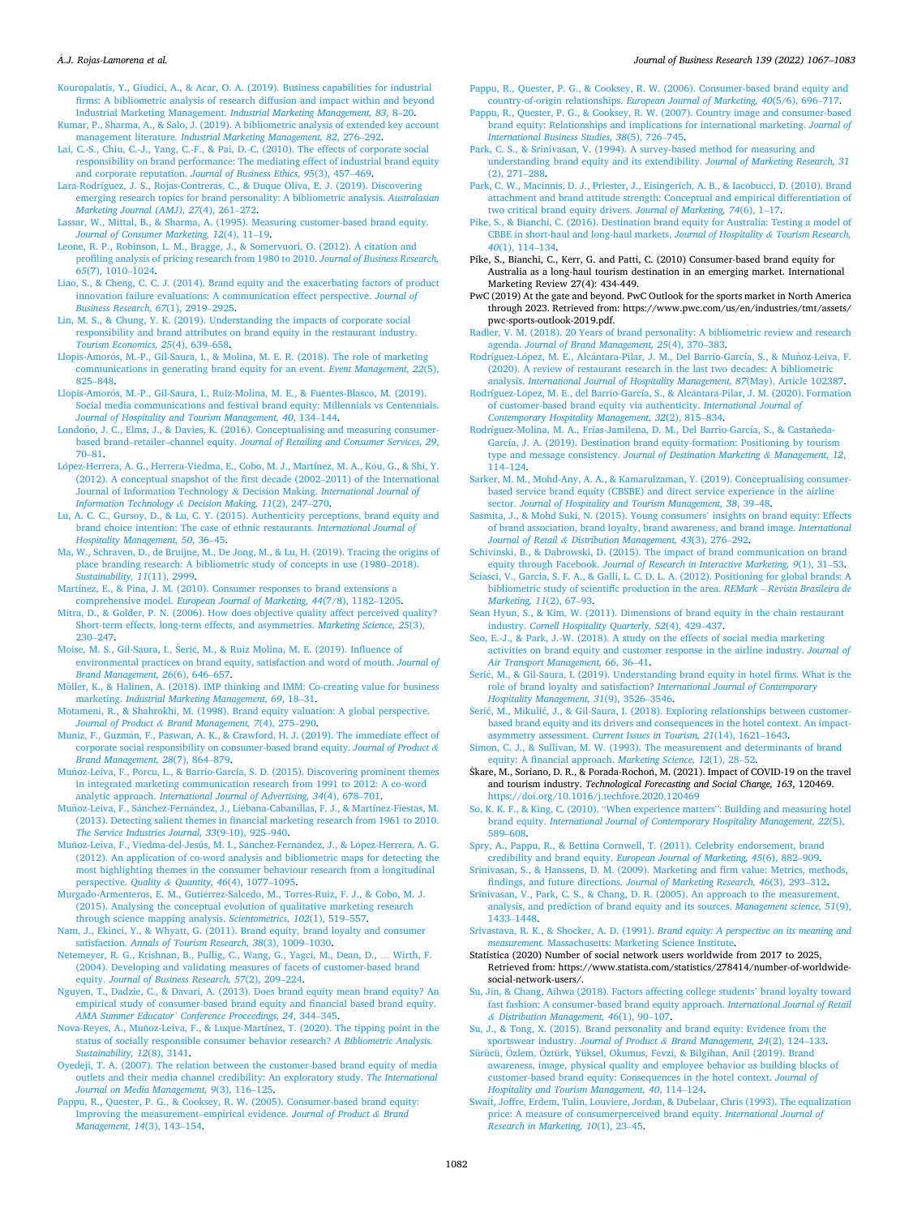Kouropalatis, Y., Giudici, A., & Acar, O. A. (2019). Business capabilities for industrial firms: A bibliometric analysis of research diffusion and impact within and beyond Industrial Marketing Management. *Industrial Marketing Management, 83*, 8–20.

Kumar, P., Sharma, A., & Salo, J. (2019). A bibliometric analysis of extended key account management literature. *Industrial Marketing Management, 82*, 276–292.

Lai, C.-S., Chiu, C.-J., Yang, C.-F., & Pai, D.-C. (2010). The effects of corporate social responsibility on brand performance: The mediating effect of industrial brand equity and corporate reputation. *Journal of Business Ethics, 95*(3), 457–469.

Lara-Rodríguez, J. S., Rojas-Contreras, C., & Duque Oliva, E. J. (2019). Discovering emerging research topics for brand personality: A bibliometric analysis. *Australasian Marketing Journal (AMJ), 27*(4), 261–272.

Lassar, W., Mittal, B., & Sharma, A. (1995). Measuring customer-based brand equity. *Journal of Consumer Marketing, 12*(4), 11–19.

Leone, R. P., Robinson, L. M., Bragge, J., & Somervuori, O. (2012). A citation and profiling analysis of pricing research from 1980 to 2010. *Journal of Business Research, 65*(7), 1010–1024.

Liao, S., & Cheng, C. C. J. (2014). Brand equity and the exacerbating factors of product innovation failure evaluations: A communication effect perspective. *Journal of Business Research, 67*(1), 2919–2925.

Lin, M. S., & Chung, Y. K. (2019). Understanding the impacts of corporate social responsibility and brand attributes on brand equity in the restaurant industry. *Tourism Economics, 25*(4), 639–658.

Llopis-Amorós, M.-P., Gil-Saura, I., & Molina, M. E. R. (2018). The role of marketing communications in generating brand equity for an event. *Event Management, 22*(5), 825–848.

Llopis-Amorós, M.-P., Gil-Saura, I., Ruiz-Molina, M. E., & Fuentes-Blasco, M. (2019). Social media communications and festival brand equity: Millennials vs Centennials. *Journal of Hospitality and Tourism Management, 40*, 134–144.

Londoño, J. C., Elms, J., & Davies, K. (2016). Conceptualising and measuring consumer-based brand–retailer–channel equity. *Journal of Retailing and Consumer Services, 29*, 70–81.

López-Herrera, A. G., Herrera-Viedma, E., Cobo, M. J., Martínez, M. A., Kou, G., & Shi, Y. (2012). A conceptual snapshot of the first decade (2002–2011) of the International Journal of Information Technology & Decision Making. *International Journal of Information Technology & Decision Making, 11*(2), 247–270.

Lu, A. C. C., Gursoy, D., & Lu, C. Y. (2015). Authenticity perceptions, brand equity and brand choice intention: The case of ethnic restaurants. *International Journal of Hospitality Management, 50*, 36–45.

Ma, W., Schraven, D., de Bruijne, M., De Jong, M., & Lu, H. (2019). Tracing the origins of place branding research: A bibliometric study of concepts in use (1980–2018). *Sustainability, 11*(11), 2999.

Martínez, E., & Pina, J. M. (2010). Consumer responses to brand extensions a comprehensive model. *European Journal of Marketing, 44*(7/8), 1182–1205.

Mitra, D., & Golder, P. N. (2006). How does objective quality affect perceived quality? Short-term effects, long-term effects, and asymmetries. *Marketing Science, 25*(3), 230–247.

Moise, M. S., Gil-Saura, I., Šerić, M., & Ruiz Molina, M. E. (2019). Influence of environmental practices on brand equity, satisfaction and word of mouth. *Journal of Brand Management, 26*(6), 646–657.

Möller, K., & Halinen, A. (2018). IMP thinking and IMM: Co-creating value for business marketing. *Industrial Marketing Management, 69*, 18–31.

Motameni, R., & Shahrokhi, M. (1998). Brand equity valuation: A global perspective. *Journal of Product & Brand Management, 7*(4), 275–290.

Muniz, F., Guzmán, F., Paswan, A. K., & Crawford, H. J. (2019). The immediate effect of corporate social responsibility on consumer-based brand equity. *Journal of Product & Brand Management, 28*(7), 864–879.

Muñoz-Leiva, F., Porcu, L., & Barrio-García, S. D. (2015). Discovering prominent themes in integrated marketing communication research from 1991 to 2012: A co-word analytic approach. *International Journal of Advertising, 34*(4), 678–701.

Muñoz-Leiva, F., Sánchez-Fernández, J., Liébana-Cabanillas, F. J., & Martínez-Fiestas, M. (2013). Detecting salient themes in financial marketing research from 1961 to 2010. *The Service Industries Journal, 33*(9-10), 925–940.

Muñoz-Leiva, F., Viedma-del-Jesús, M. I., Sánchez-Fernández, J., & López-Herrera, A. G. (2012). An application of co-word analysis and bibliometric maps for detecting the most highlighting themes in the consumer behaviour research from a longitudinal perspective. *Quality & Quantity, 46*(4), 1077–1095.

Murgado-Armenteros, E. M., Gutiérrez-Salcedo, M., Torres-Ruiz, F. J., & Cobo, M. J. (2015). Analysing the conceptual evolution of qualitative marketing research through science mapping analysis. *Scientometrics, 102*(1), 519–557.

Nam, J., Ekinci, Y., & Whyatt, G. (2011). Brand equity, brand loyalty and consumer satisfaction. *Annals of Tourism Research, 38*(3), 1009–1030.

Netemeyer, R. G., Krishnan, B., Pullig, C., Wang, G., Yagci, M., Dean, D., … Wirth, F. (2004). Developing and validating measures of facets of customer-based brand equity. *Journal of Business Research, 57*(2), 209–224.

Nguyen, T., Dadzie, C., & Davari, A. (2013). Does brand equity mean brand equity? An empirical study of consumer-based brand equity and financial based brand equity. *AMA Summer Educator' Conference Proceedings, 24*, 344–345.

Nova-Reyes, A., Muñoz-Leiva, F., & Luque-Martínez, T. (2020). The tipping point in the status of socially responsible consumer behavior research? *A Bibliometric Analysis. Sustainability, 12*(8), 3141.

Oyedeji, T. A. (2007). The relation between the customer-based brand equity of media outlets and their media channel credibility: An exploratory study. *The International Journal on Media Management, 9*(3), 116–125.

Pappu, R., Quester, P. G., & Cooksey, R. W. (2005). Consumer-based brand equity: Improving the measurement–empirical evidence. *Journal of Product & Brand Management, 14*(3), 143–154.

Pappu, R., Quester, P. G., & Cooksey, R. W. (2006). Consumer-based brand equity and country-of-origin relationships. *European Journal of Marketing, 40*(5/6), 696–717.

Pappu, R., Quester, P. G., & Cooksey, R. W. (2007). Country image and consumer-based brand equity: Relationships and implications for international marketing. *Journal of International Business Studies, 38*(5), 726–745.

Park, C. S., & Srinivasan, V. (1994). A survey-based method for measuring and understanding brand equity and its extendibility. *Journal of Marketing Research, 31*(2), 271–288.

Park, C. W., Macinnis, D. J., Priester, J., Eisingerich, A. B., & Iacobucci, D. (2010). Brand attachment and brand attitude strength: Conceptual and empirical differentiation of two critical brand equity drivers. *Journal of Marketing, 74*(6), 1–17.

Pike, S., & Bianchi, C. (2016). Destination brand equity for Australia: Testing a model of CBBE in short-haul and long-haul markets. *Journal of Hospitality & Tourism Research, 40*(1), 114–134.

Pike, S., Bianchi, C., Kerr, G. and Patti, C. (2010) Consumer-based brand equity for Australia as a long-haul tourism destination in an emerging market. International Marketing Review 27(4): 434-449.

PwC (2019) At the gate and beyond. PwC Outlook for the sports market in North America through 2023. Retrieved from: https://www.pwc.com/us/en/industries/tmt/assets/pwc-sports-outlook-2019.pdf.

Radler, V. M. (2018). 20 Years of brand personality: A bibliometric review and research agenda. *Journal of Brand Management, 25*(4), 370–383.

Rodríguez-López, M. E., Alcántara-Pilar, J. M., Del Barrio-García, S., & Muñoz-Leiva, F. (2020). A review of restaurant research in the last two decades: A bibliometric analysis. *International Journal of Hospitality Management, 87*(May), Article 102387.

Rodríguez-López, M. E., del Barrio-García, S., & Alcántara-Pilar, J. M. (2020). Formation of customer-based brand equity via authenticity. *International Journal of Contemporary Hospitality Management, 32*(2), 815–834.

Rodríguez-Molina, M. A., Frías-Jamilena, D. M., Del Barrio-García, S., & Castañeda-García, J. A. (2019). Destination brand equity-formation: Positioning by tourism type and message consistency. *Journal of Destination Marketing & Management, 12*, 114–124.

Sarker, M. M., Mohd-Any, A. A., & Kamarulzaman, Y. (2019). Conceptualising consumer-based service brand equity (CBSBE) and direct service experience in the airline sector. *Journal of Hospitality and Tourism Management, 38*, 39–48.

Sasmita, J., & Mohd Suki, N. (2015). Young consumers' insights on brand equity: Effects of brand association, brand loyalty, brand awareness, and brand image. *International Journal of Retail & Distribution Management, 43*(3), 276–292.

Schivinski, B., & Dabrowski, D. (2015). The impact of brand communication on brand equity through Facebook. *Journal of Research in Interactive Marketing, 9*(1), 31–53.

Sciasci, V., Garcia, S. F. A., & Galli, L. C. D. L. A. (2012). Positioning for global brands: A bibliometric study of scientific production in the area. *REMark – Revista Brasileira de Marketing, 11*(2), 67–93.

Sean Hyun, S., & Kim, W. (2011). Dimensions of brand equity in the chain restaurant industry. *Cornell Hospitality Quarterly, 52*(4), 429–437.

Seo, E.-J., & Park, J.-W. (2018). A study on the effects of social media marketing activities on brand equity and customer response in the airline industry. *Journal of Air Transport Management, 66*, 36–41.

Šerić, M., & Gil-Saura, I. (2019). Understanding brand equity in hotel firms. What is the role of brand loyalty and satisfaction? *International Journal of Contemporary Hospitality Management, 31*(9), 3526–3546.

Šerić, M., Mikulić, J., & Gil-Saura, I. (2018). Exploring relationships between customer-based brand equity and its drivers and consequences in the hotel context. An impact-asymmetry assessment. *Current Issues in Tourism, 21*(14), 1621–1643.

Simon, C. J., & Sullivan, M. W. (1993). The measurement and determinants of brand equity: A financial approach. *Marketing Science, 12*(1), 28–52.

Škare, M., Soriano, D. R., & Porada-Rochoń, M. (2021). Impact of COVID-19 on the travel and tourism industry. *Technological Forecasting and Social Change, 163*, 120469. https://doi.org/10.1016/j.techfore.2020.120469

So, K. K. F., & King, C. (2010). "When experience matters": Building and measuring hotel brand equity. *International Journal of Contemporary Hospitality Management, 22*(5), 589–608.

Spry, A., Pappu, R., & Bettina Cornwell, T. (2011). Celebrity endorsement, brand credibility and brand equity. *European Journal of Marketing, 45*(6), 882–909.

Srinivasan, S., & Hanssens, D. M. (2009). Marketing and firm value: Metrics, methods, findings, and future directions. *Journal of Marketing Research, 46*(3), 293–312.

Srinivasan, V., Park, C. S., & Chang, D. R. (2005). An approach to the measurement, analysis, and prediction of brand equity and its sources. *Management science, 51*(9), 1433–1448.

Srivastava, R. K., & Shocker, A. D. (1991). *Brand equity: A perspective on its meaning and measurement.* Massachusetts: Marketing Science Institute.

Statistica (2020) Number of social network users worldwide from 2017 to 2025, Retrieved from: https://www.statista.com/statistics/278414/number-of-worldwide-social-network-users/.

Su, Jin, & Chang, Aihwa (2018). Factors affecting college students' brand loyalty toward fast fashion: A consumer-based brand equity approach. *International Journal of Retail & Distribution Management, 46*(1), 90–107.

Su, J., & Tong, X. (2015). Brand personality and brand equity: Evidence from the sportswear industry. *Journal of Product & Brand Management, 24*(2), 124–133.

Sürücü, Özlem, Öztürk, Yüksel, Okumus, Fevzi, & Bilgihan, Anil (2019). Brand awareness, image, physical quality and employee behavior as building blocks of customer-based brand equity: Consequences in the hotel context. *Journal of Hospitality and Tourism Management, 40*, 114–124.

Swait, Joffre, Erdem, Tulin, Louviere, Jordan, & Dubelaar, Chris (1993). The equalization price: A measure of consumerperceived brand equity. *International Journal of Research in Marketing, 10*(1), 23–45.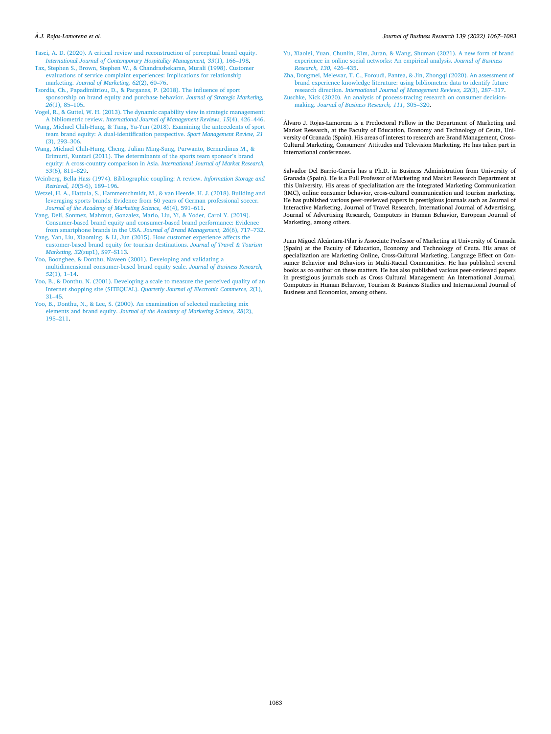Tasci, A. D. (2020). A critical review and reconstruction of perceptual brand equity. *International Journal of Contemporary Hospitality Management, 33*(1), 166–198.

Tax, Stephen S., Brown, Stephen W., & Chandrashekaran, Murali (1998). Customer evaluations of service complaint experiences: Implications for relationship marketing. *Journal of Marketing, 62*(2), 60–76.

Tsordia, Ch., Papadimitriou, D., & Parganas, P. (2018). The influence of sport sponsorship on brand equity and purchase behavior. *Journal of Strategic Marketing, 26*(1), 85–105.

Vogel, R., & Guttel, W. H. (2013). The dynamic capability view in strategic management: A bibliometric review. *International Journal of Management Reviews, 15*(4), 426–446.

Wang, Michael Chih-Hung, & Tang, Ya-Yun (2018). Examining the antecedents of sport team brand equity: A dual-identification perspective. *Sport Management Review, 21*(3), 293–306.

Wang, Michael Chih-Hung, Cheng, Julian Ming-Sung, Purwanto, Bernardinus M., & Erimurti, Kuntari (2011). The determinants of the sports team sponsor's brand equity: A cross-country comparison in Asia. *International Journal of Market Research, 53*(6), 811–829.

Weinberg, Bella Hass (1974). Bibliographic coupling: A review. *Information Storage and Retrieval, 10*(5-6), 189–196.

Wetzel, H. A., Hattula, S., Hammerschmidt, M., & van Heerde, H. J. (2018). Building and leveraging sports brands: Evidence from 50 years of German professional soccer. *Journal of the Academy of Marketing Science, 46*(4), 591–611.

Yang, Deli, Sonmez, Mahmut, Gonzalez, Mario, Liu, Yi, & Yoder, Carol Y. (2019). Consumer-based brand equity and consumer-based brand performance: Evidence from smartphone brands in the USA. *Journal of Brand Management, 26*(6), 717–732.

Yang, Yan, Liu, Xiaoming, & Li, Jun (2015). How customer experience affects the customer-based brand equity for tourism destinations. *Journal of Travel & Tourism Marketing, 32*(sup1), S97–S113.

Yoo, Boonghee, & Donthu, Naveen (2001). Developing and validating a multidimensional consumer-based brand equity scale. *Journal of Business Research, 52*(1), 1–14.

Yoo, B., & Donthu, N. (2001). Developing a scale to measure the perceived quality of an Internet shopping site (SITEQUAL). *Quarterly Journal of Electronic Commerce, 2*(1), 31–45.

Yoo, B., Donthu, N., & Lee, S. (2000). An examination of selected marketing mix elements and brand equity. *Journal of the Academy of Marketing Science, 28*(2), 195–211.

Yu, Xiaolei, Yuan, Chunlin, Kim, Juran, & Wang, Shuman (2021). A new form of brand experience in online social networks: An empirical analysis. *Journal of Business Research, 130*, 426–435.

Zha, Dongmei, Melewar, T. C., Foroudi, Pantea, & Jin, Zhongqi (2020). An assessment of brand experience knowledge literature: using bibliometric data to identify future research direction. *International Journal of Management Reviews, 22*(3), 287–317.

Zuschke, Nick (2020). An analysis of process-tracing research on consumer decision-making. *Journal of Business Research, 111*, 305–320.

Álvaro J. Rojas-Lamorena is a Predoctoral Fellow in the Department of Marketing and Market Research, at the Faculty of Education, Economy and Technology of Ceuta, University of Granada (Spain). His areas of interest to research are Brand Management, Cross-Cultural Marketing, Consumers' Attitudes and Television Marketing. He has taken part in international conferences.

Salvador Del Barrio-García has a Ph.D. in Business Administration from University of Granada (Spain). He is a Full Professor of Marketing and Market Research Department at this University. His areas of specialization are the Integrated Marketing Communication (IMC), online consumer behavior, cross-cultural communication and tourism marketing. He has published various peer-reviewed papers in prestigious journals such as Journal of Interactive Marketing, Journal of Travel Research, International Journal of Advertising, Journal of Advertising Research, Computers in Human Behavior, European Journal of Marketing, among others.

Juan Miguel Alcántara-Pilar is Associate Professor of Marketing at University of Granada (Spain) at the Faculty of Education, Economy and Technology of Ceuta. His areas of specialization are Marketing Online, Cross-Cultural Marketing, Language Effect on Consumer Behavior and Behaviors in Multi-Racial Communities. He has published several books as co-author on these matters. He has also published various peer-reviewed papers in prestigious journals such as Cross Cultural Management: An International Journal, Computers in Human Behavior, Tourism & Business Studies and International Journal of Business and Economics, among others.